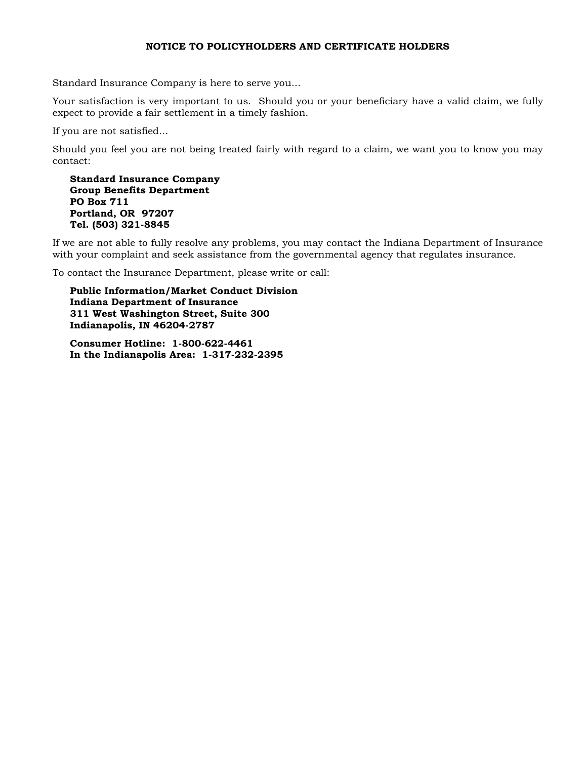# NOTICE TO POLICYHOLDERS AND CERTIFICATE HOLDERS

Standard Insurance Company is here to serve you...

Your satisfaction is very important to us. Should you or your beneficiary have a valid claim, we fully expect to provide a fair settlement in a timely fashion.

If you are not satisfied...

Should you feel you are not being treated fairly with regard to a claim, we want you to know you may contact:

**Standard Insurance Company**
**Group Benefits Department**
**PO Box 711**
**Portland, OR 97207**
**Tel. (503) 321-8845**

If we are not able to fully resolve any problems, you may contact the Indiana Department of Insurance with your complaint and seek assistance from the governmental agency that regulates insurance.

To contact the Insurance Department, please write or call:

**Public Information/Market Conduct Division**
**Indiana Department of Insurance**
**311 West Washington Street, Suite 300**
**Indianapolis, IN 46204-2787**

**Consumer Hotline: 1-800-622-4461**
**In the Indianapolis Area: 1-317-232-2395**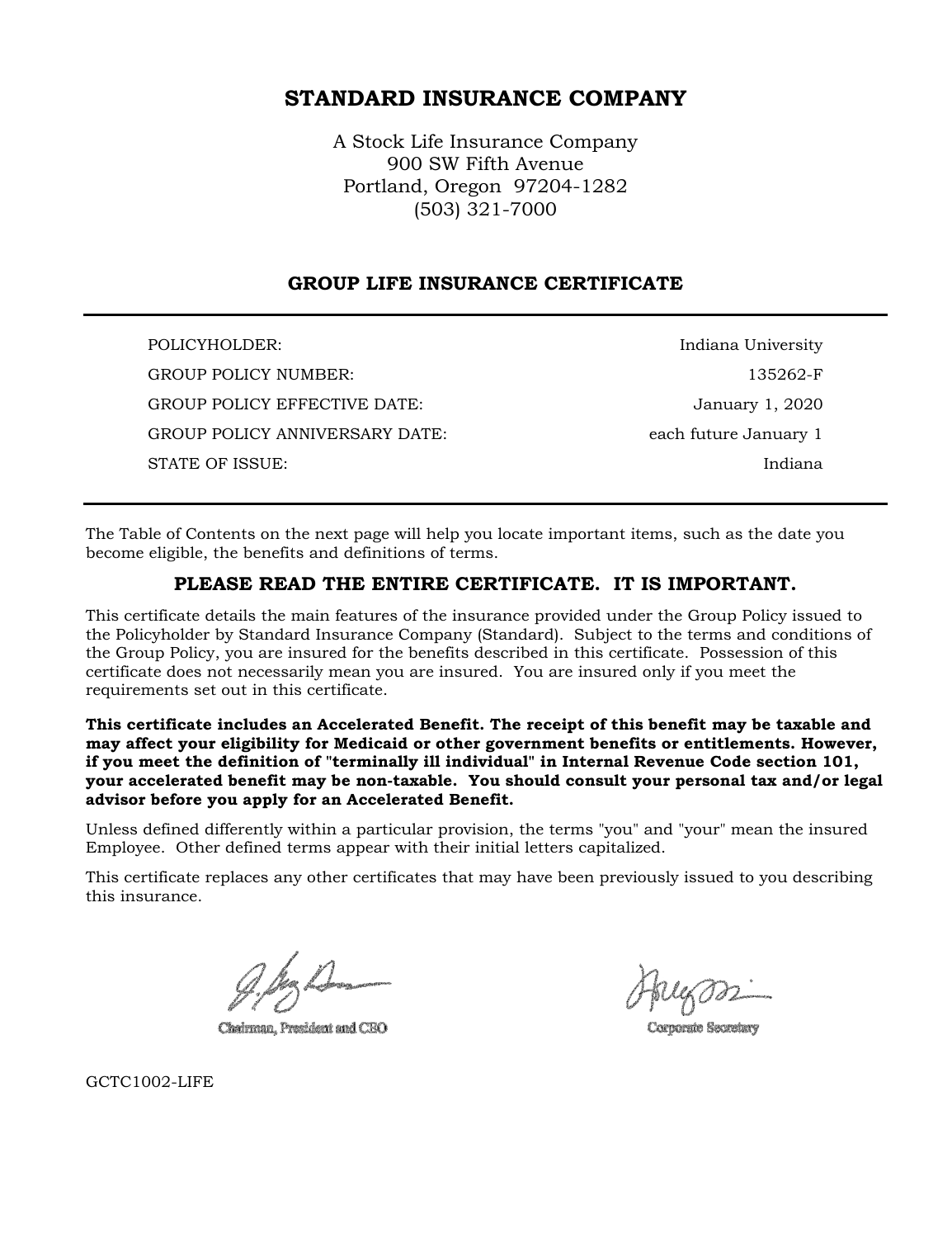# STANDARD INSURANCE COMPANY

A Stock Life Insurance Company
900 SW Fifth Avenue
Portland, Oregon 97204-1282
(503) 321-7000

## GROUP LIFE INSURANCE CERTIFICATE

| | |
|---|---|
| POLICYHOLDER: | Indiana University |
| GROUP POLICY NUMBER: | 135262-F |
| GROUP POLICY EFFECTIVE DATE: | January 1, 2020 |
| GROUP POLICY ANNIVERSARY DATE: | each future January 1 |
| STATE OF ISSUE: | Indiana |

The Table of Contents on the next page will help you locate important items, such as the date you become eligible, the benefits and definitions of terms.

### PLEASE READ THE ENTIRE CERTIFICATE. IT IS IMPORTANT.

This certificate details the main features of the insurance provided under the Group Policy issued to the Policyholder by Standard Insurance Company (Standard). Subject to the terms and conditions of the Group Policy, you are insured for the benefits described in this certificate. Possession of this certificate does not necessarily mean you are insured. You are insured only if you meet the requirements set out in this certificate.

**This certificate includes an Accelerated Benefit. The receipt of this benefit may be taxable and may affect your eligibility for Medicaid or other government benefits or entitlements. However, if you meet the definition of "terminally ill individual" in Internal Revenue Code section 101, your accelerated benefit may be non-taxable. You should consult your personal tax and/or legal advisor before you apply for an Accelerated Benefit.**

Unless defined differently within a particular provision, the terms "you" and "your" mean the insured Employee. Other defined terms appear with their initial letters capitalized.

This certificate replaces any other certificates that may have been previously issued to you describing this insurance.

Chairman, President and CEO

Corporate Secretary

GCTC1002-LIFE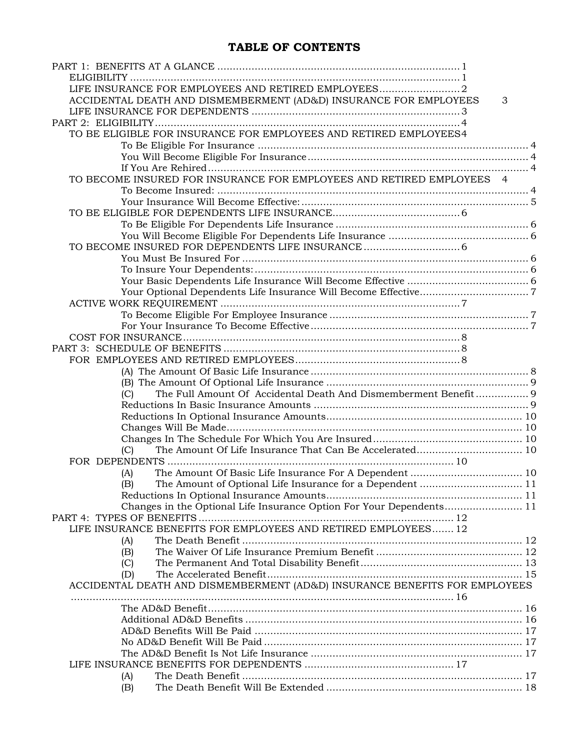# TABLE OF CONTENTS

PART 1: BENEFITS AT A GLANCE ........................................................................... 1
- ELIGIBILITY ........................................................................................................ 1
- LIFE INSURANCE FOR EMPLOYEES AND RETIRED EMPLOYEES........................... 2
- ACCIDENTAL DEATH AND DISMEMBERMENT (AD&D) INSURANCE FOR EMPLOYEES 3
- LIFE INSURANCE FOR DEPENDENTS ................................................................. 3

PART 2: ELIGIBILITY................................................................................................ 4
- TO BE ELIGIBLE FOR INSURANCE FOR EMPLOYEES AND RETIRED EMPLOYEES4
  - To Be Eligible For Insurance ........................................................................ 4
  - You Will Become Eligible For Insurance....................................................... 4
  - If You Are Rehired........................................................................................ 4
- TO BECOME INSURED FOR INSURANCE FOR EMPLOYEES AND RETIRED EMPLOYEES 4
  - To Become Insured: ..................................................................................... 4
  - Your Insurance Will Become Effective:......................................................... 5
- TO BE ELIGIBLE FOR DEPENDENTS LIFE INSURANCE......................................... 6
  - To Be Eligible For Dependents Life Insurance .............................................. 6
  - You Will Become Eligible For Dependents Life Insurance ............................. 6
- TO BECOME INSURED FOR DEPENDENTS LIFE INSURANCE ............................... 6
  - You Must Be Insured For ............................................................................. 6
  - To Insure Your Dependents:......................................................................... 6
  - Your Basic Dependents Life Insurance Will Become Effective ....................... 6
  - Your Optional Dependents Life Insurance Will Become Effective................... 7
- ACTIVE WORK REQUIREMENT ............................................................................ 7
  - To Become Eligible For Employee Insurance ................................................. 7
  - For Your Insurance To Become Effective...................................................... 7
- COST FOR INSURANCE........................................................................................ 8

PART 3: SCHEDULE OF BENEFITS ........................................................................... 8
- FOR EMPLOYEES AND RETIRED EMPLOYEES..................................................... 8
  - (A) The Amount Of Basic Life Insurance ....................................................... 8
  - (B) The Amount Of Optional Life Insurance .................................................. 9
  - (C) The Full Amount Of Accidental Death And Dismemberment Benefit ................. 9
  - Reductions In Basic Insurance Amounts ..................................................... 9
  - Reductions In Optional Insurance Amounts................................................ 10
  - Changes Will Be Made................................................................................ 10
  - Changes In The Schedule For Which You Are Insured................................. 10
  - (C) The Amount Of Life Insurance That Can Be Accelerated.................................. 10
- FOR DEPENDENTS ............................................................................................ 10
  - (A) The Amount Of Basic Life Insurance For A Dependent .................................... 10
  - (B) The Amount of Optional Life Insurance for a Dependent ................................. 11
  - Reductions In Optional Insurance Amounts................................................ 11
  - Changes in the Optional Life Insurance Option For Your Dependents......................... 11

PART 4: TYPES OF BENEFITS ................................................................................ 12
- LIFE INSURANCE BENEFITS FOR EMPLOYEES AND RETIRED EMPLOYEES....... 12
  - (A) The Death Benefit .......................................................................................... 12
  - (B) The Waiver Of Life Insurance Premium Benefit ............................................... 12
  - (C) The Permanent And Total Disability Benefit.................................................... 13
  - (D) The Accelerated Benefit.................................................................................. 15
- ACCIDENTAL DEATH AND DISMEMBERMENT (AD&D) INSURANCE BENEFITS FOR EMPLOYEES ........................................................................................................... 16
  - The AD&D Benefit...................................................................................... 16
  - Additional AD&D Benefits .......................................................................... 16
  - AD&D Benefits Will Be Paid ....................................................................... 17
  - No AD&D Benefit Will Be Paid ................................................................... 17
  - The AD&D Benefit Is Not Life Insurance .................................................... 17
- LIFE INSURANCE BENEFITS FOR DEPENDENTS ................................................ 17
  - (A) The Death Benefit .......................................................................................... 17
  - (B) The Death Benefit Will Be Extended ............................................................... 18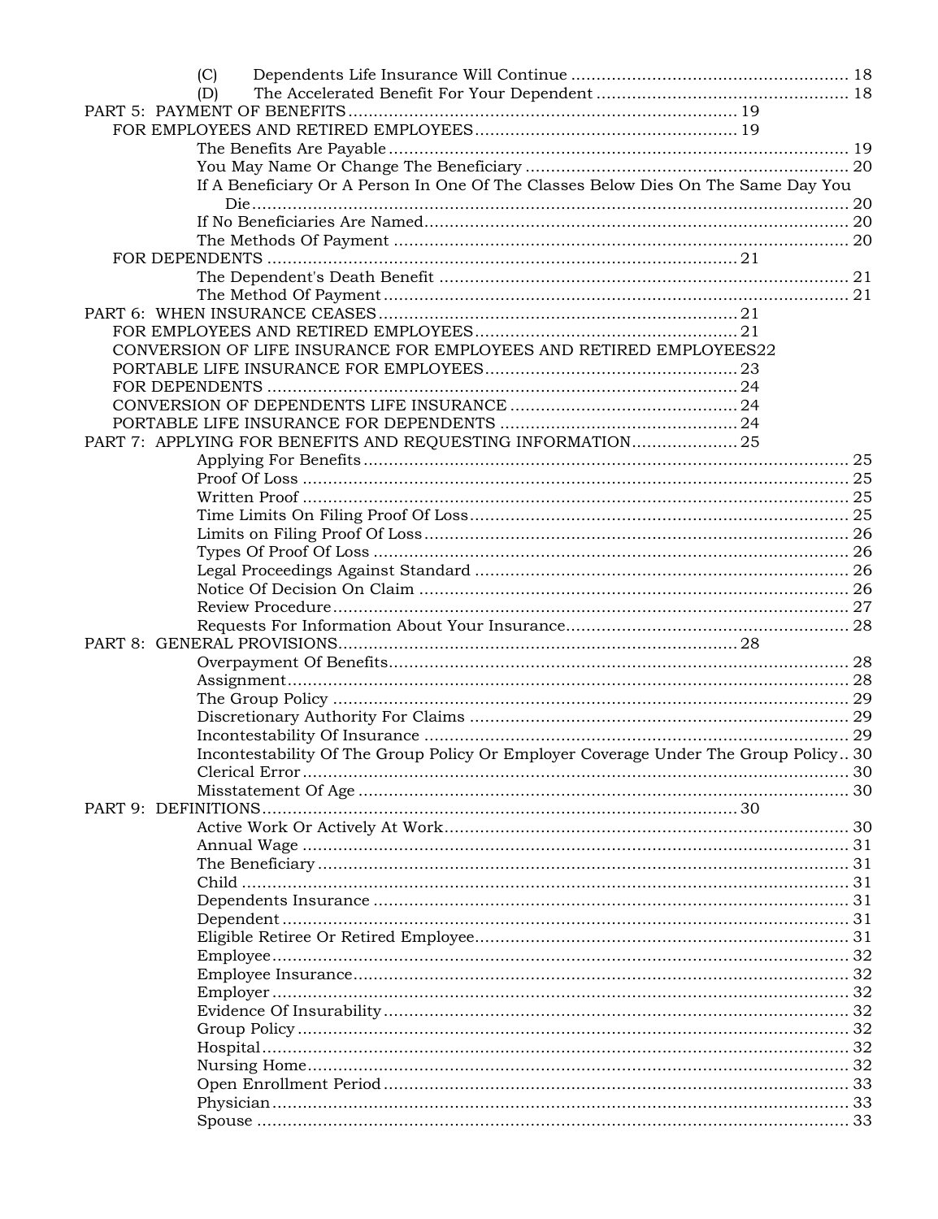- (C) Dependents Life Insurance Will Continue ........ 18
- (D) The Accelerated Benefit For Your Dependent ........ 18

PART 5: PAYMENT OF BENEFITS ........ 19

- FOR EMPLOYEES AND RETIRED EMPLOYEES ........ 19
  - The Benefits Are Payable ........ 19
  - You May Name Or Change The Beneficiary ........ 20
  - If A Beneficiary Or A Person In One Of The Classes Below Dies On The Same Day You Die ........ 20
  - If No Beneficiaries Are Named ........ 20
  - The Methods Of Payment ........ 20
- FOR DEPENDENTS ........ 21
  - The Dependent's Death Benefit ........ 21
  - The Method Of Payment ........ 21

PART 6: WHEN INSURANCE CEASES ........ 21

- FOR EMPLOYEES AND RETIRED EMPLOYEES ........ 21
- CONVERSION OF LIFE INSURANCE FOR EMPLOYEES AND RETIRED EMPLOYEES ........ 22
- PORTABLE LIFE INSURANCE FOR EMPLOYEES ........ 23
- FOR DEPENDENTS ........ 24
- CONVERSION OF DEPENDENTS LIFE INSURANCE ........ 24
- PORTABLE LIFE INSURANCE FOR DEPENDENTS ........ 24

PART 7: APPLYING FOR BENEFITS AND REQUESTING INFORMATION ........ 25

- Applying For Benefits ........ 25
- Proof Of Loss ........ 25
- Written Proof ........ 25
- Time Limits On Filing Proof Of Loss ........ 25
- Limits on Filing Proof Of Loss ........ 26
- Types Of Proof Of Loss ........ 26
- Legal Proceedings Against Standard ........ 26
- Notice Of Decision On Claim ........ 26
- Review Procedure ........ 27
- Requests For Information About Your Insurance ........ 28

PART 8: GENERAL PROVISIONS ........ 28

- Overpayment Of Benefits ........ 28
- Assignment ........ 28
- The Group Policy ........ 29
- Discretionary Authority For Claims ........ 29
- Incontestability Of Insurance ........ 29
- Incontestability Of The Group Policy Or Employer Coverage Under The Group Policy ........ 30
- Clerical Error ........ 30
- Misstatement Of Age ........ 30

PART 9: DEFINITIONS ........ 30

- Active Work Or Actively At Work ........ 30
- Annual Wage ........ 31
- The Beneficiary ........ 31
- Child ........ 31
- Dependents Insurance ........ 31
- Dependent ........ 31
- Eligible Retiree Or Retired Employee ........ 31
- Employee ........ 32
- Employee Insurance ........ 32
- Employer ........ 32
- Evidence Of Insurability ........ 32
- Group Policy ........ 32
- Hospital ........ 32
- Nursing Home ........ 32
- Open Enrollment Period ........ 33
- Physician ........ 33
- Spouse ........ 33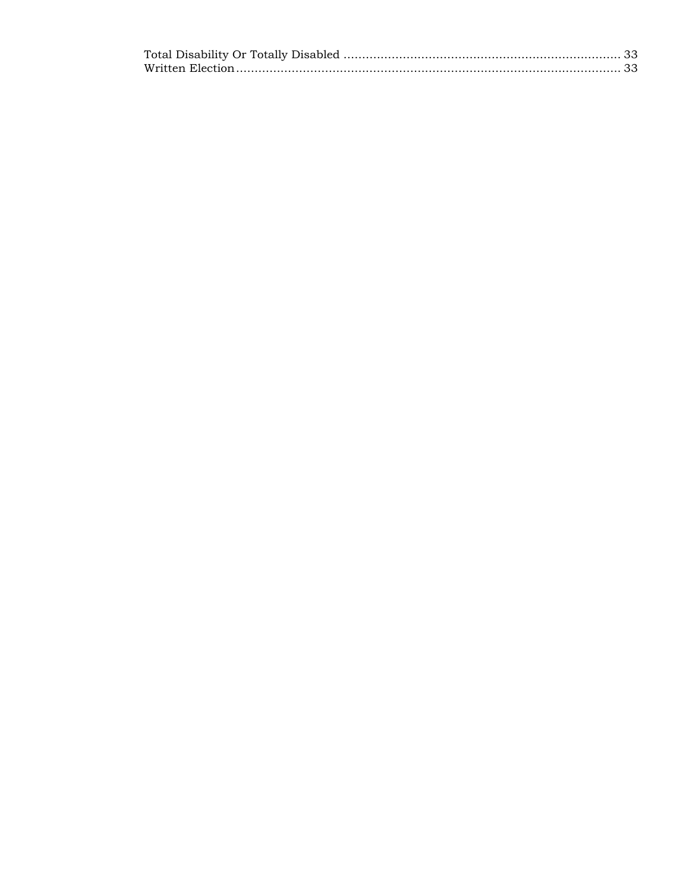Total Disability Or Totally Disabled ........................................................................ 33
Written Election.................................................................................................. 33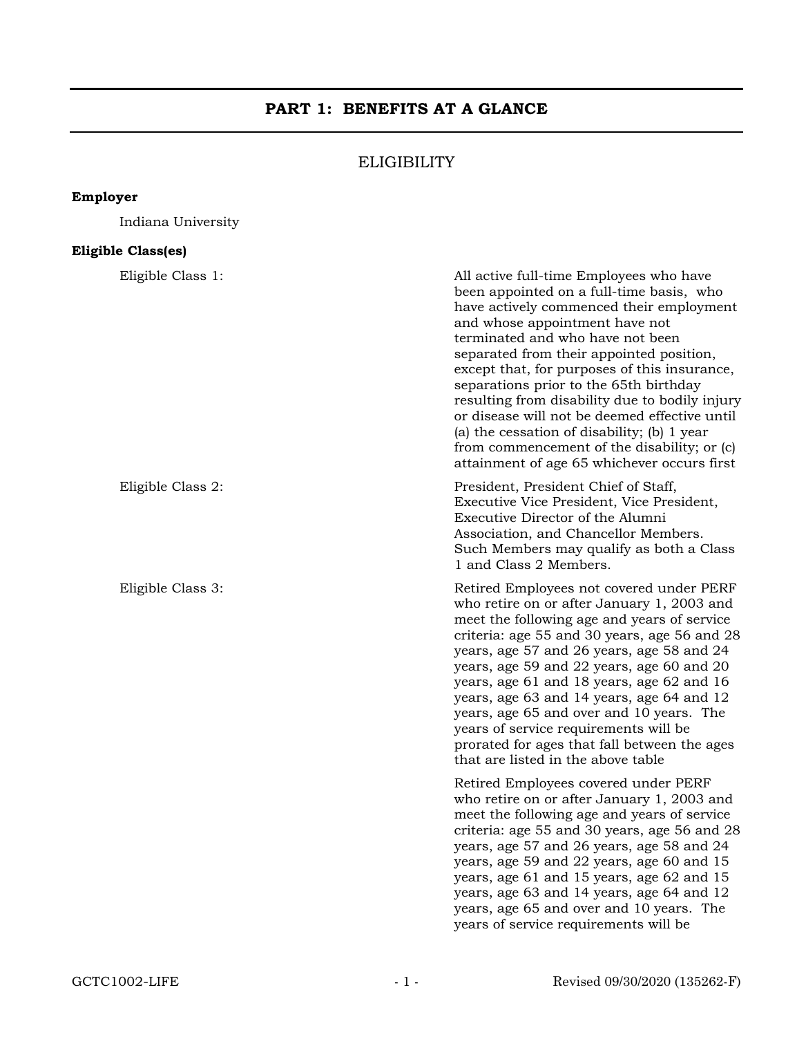## PART 1: BENEFITS AT A GLANCE

### ELIGIBILITY

**Employer**

Indiana University

**Eligible Class(es)**

Eligible Class 1: All active full-time Employees who have been appointed on a full-time basis, who have actively commenced their employment and whose appointment have not terminated and who have not been separated from their appointed position, except that, for purposes of this insurance, separations prior to the 65th birthday resulting from disability due to bodily injury or disease will not be deemed effective until (a) the cessation of disability; (b) 1 year from commencement of the disability; or (c) attainment of age 65 whichever occurs first

Eligible Class 2: President, President Chief of Staff, Executive Vice President, Vice President, Executive Director of the Alumni Association, and Chancellor Members. Such Members may qualify as both a Class 1 and Class 2 Members.

Eligible Class 3: Retired Employees not covered under PERF who retire on or after January 1, 2003 and meet the following age and years of service criteria: age 55 and 30 years, age 56 and 28 years, age 57 and 26 years, age 58 and 24 years, age 59 and 22 years, age 60 and 20 years, age 61 and 18 years, age 62 and 16 years, age 63 and 14 years, age 64 and 12 years, age 65 and over and 10 years. The years of service requirements will be prorated for ages that fall between the ages that are listed in the above table

Retired Employees covered under PERF who retire on or after January 1, 2003 and meet the following age and years of service criteria: age 55 and 30 years, age 56 and 28 years, age 57 and 26 years, age 58 and 24 years, age 59 and 22 years, age 60 and 15 years, age 61 and 15 years, age 62 and 15 years, age 63 and 14 years, age 64 and 12 years, age 65 and over and 10 years. The years of service requirements will be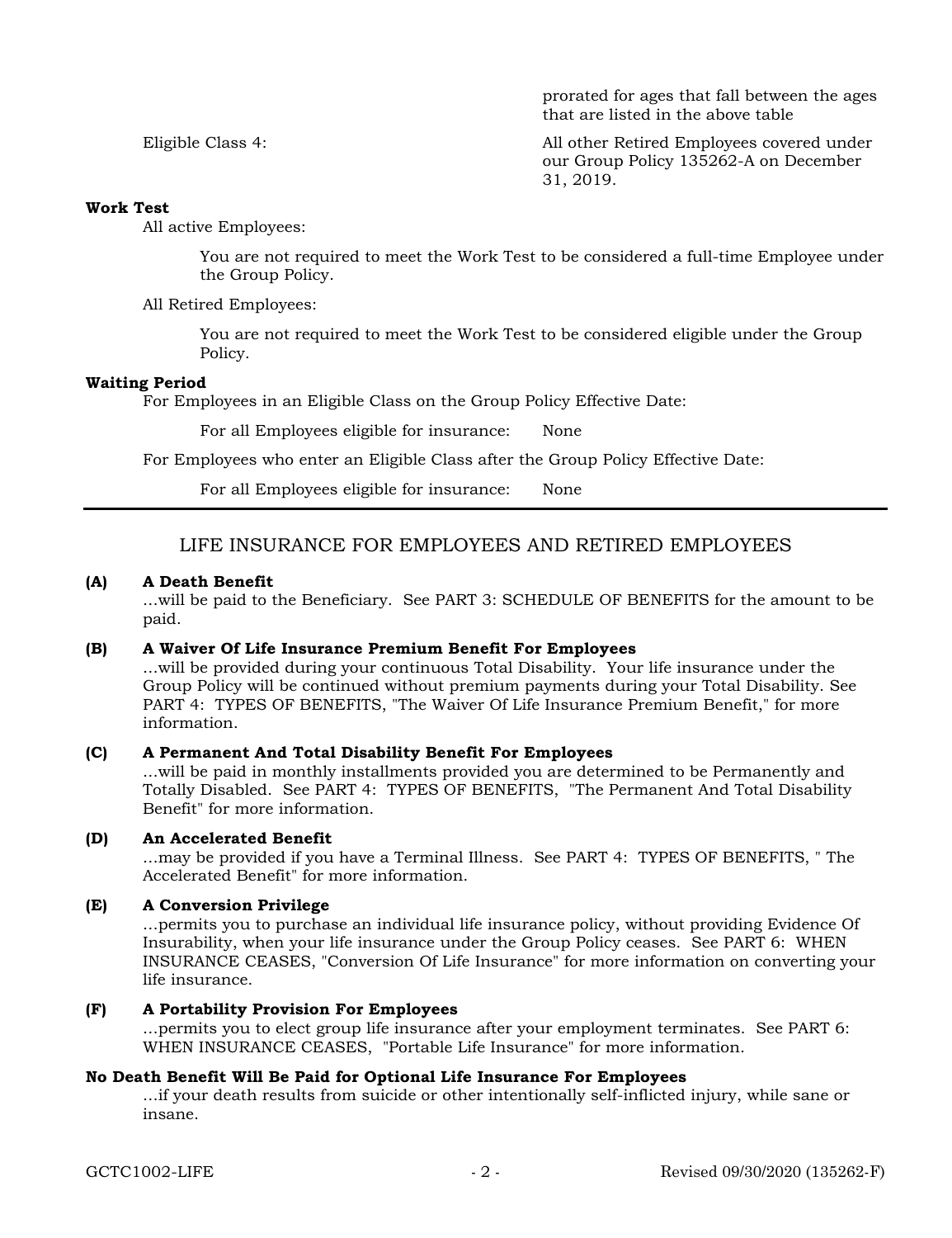| | |
|---|---|
| | prorated for ages that fall between the ages that are listed in the above table |
| Eligible Class 4: | All other Retired Employees covered under our Group Policy 135262-A on December 31, 2019. |

**Work Test**

All active Employees:

You are not required to meet the Work Test to be considered a full-time Employee under the Group Policy.

All Retired Employees:

You are not required to meet the Work Test to be considered eligible under the Group Policy.

**Waiting Period**

For Employees in an Eligible Class on the Group Policy Effective Date:

For all Employees eligible for insurance: None

For Employees who enter an Eligible Class after the Group Policy Effective Date:

For all Employees eligible for insurance: None

---

## LIFE INSURANCE FOR EMPLOYEES AND RETIRED EMPLOYEES

**(A) A Death Benefit**

…will be paid to the Beneficiary. See PART 3: SCHEDULE OF BENEFITS for the amount to be paid.

**(B) A Waiver Of Life Insurance Premium Benefit For Employees**

…will be provided during your continuous Total Disability. Your life insurance under the Group Policy will be continued without premium payments during your Total Disability. See PART 4: TYPES OF BENEFITS, "The Waiver Of Life Insurance Premium Benefit," for more information.

**(C) A Permanent And Total Disability Benefit For Employees**

…will be paid in monthly installments provided you are determined to be Permanently and Totally Disabled. See PART 4: TYPES OF BENEFITS, "The Permanent And Total Disability Benefit" for more information.

**(D) An Accelerated Benefit**

…may be provided if you have a Terminal Illness. See PART 4: TYPES OF BENEFITS, " The Accelerated Benefit" for more information.

**(E) A Conversion Privilege**

…permits you to purchase an individual life insurance policy, without providing Evidence Of Insurability, when your life insurance under the Group Policy ceases. See PART 6: WHEN INSURANCE CEASES, "Conversion Of Life Insurance" for more information on converting your life insurance.

**(F) A Portability Provision For Employees**

…permits you to elect group life insurance after your employment terminates. See PART 6: WHEN INSURANCE CEASES, "Portable Life Insurance" for more information.

**No Death Benefit Will Be Paid for Optional Life Insurance For Employees**

…if your death results from suicide or other intentionally self-inflicted injury, while sane or insane.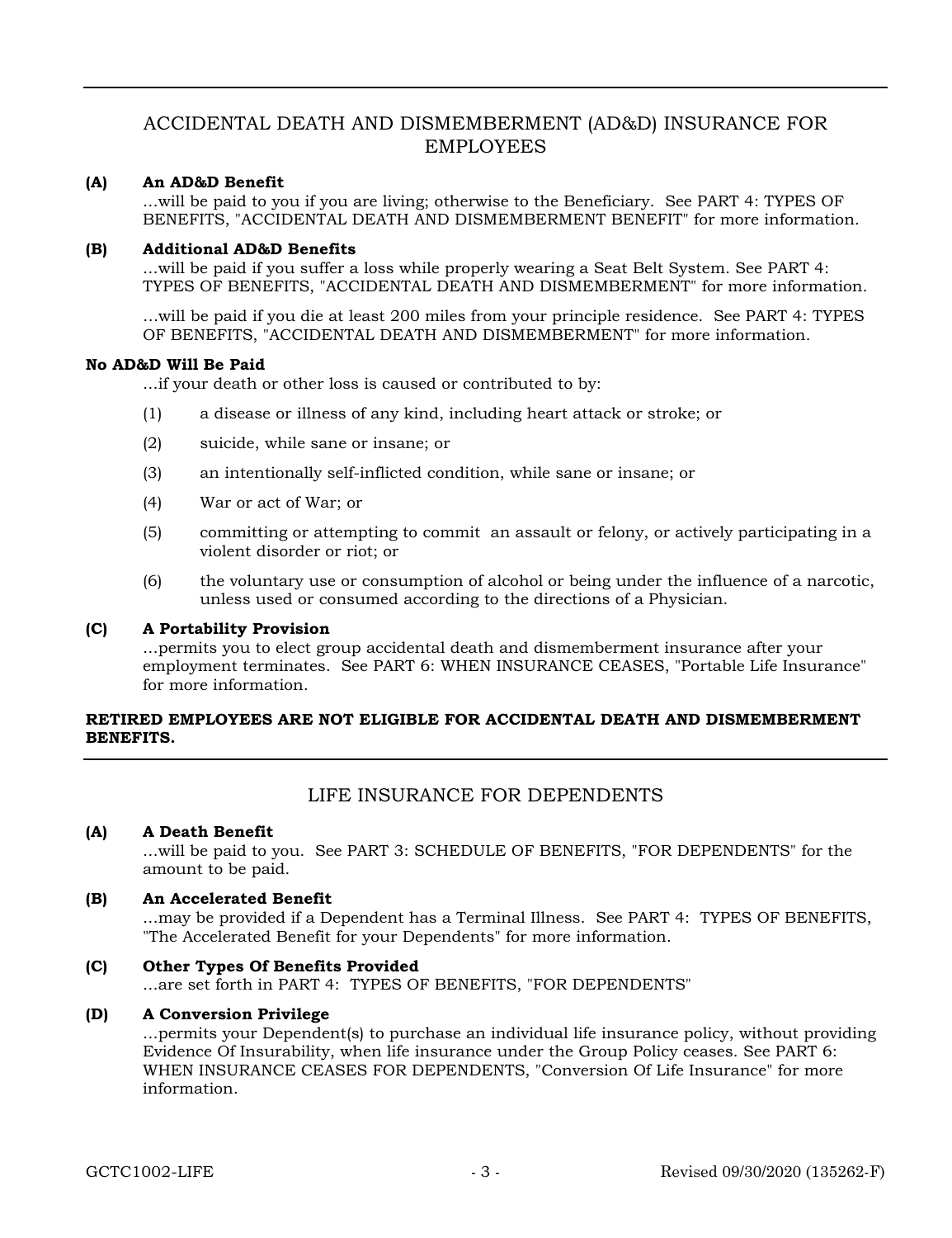## ACCIDENTAL DEATH AND DISMEMBERMENT (AD&D) INSURANCE FOR EMPLOYEES

**(A) An AD&D Benefit**

…will be paid to you if you are living; otherwise to the Beneficiary. See PART 4: TYPES OF BENEFITS, "ACCIDENTAL DEATH AND DISMEMBERMENT BENEFIT" for more information.

**(B) Additional AD&D Benefits**

…will be paid if you suffer a loss while properly wearing a Seat Belt System. See PART 4: TYPES OF BENEFITS, "ACCIDENTAL DEATH AND DISMEMBERMENT" for more information.

…will be paid if you die at least 200 miles from your principle residence. See PART 4: TYPES OF BENEFITS, "ACCIDENTAL DEATH AND DISMEMBERMENT" for more information.

**No AD&D Will Be Paid**

…if your death or other loss is caused or contributed to by:

(1) a disease or illness of any kind, including heart attack or stroke; or

(2) suicide, while sane or insane; or

(3) an intentionally self-inflicted condition, while sane or insane; or

(4) War or act of War; or

(5) committing or attempting to commit an assault or felony, or actively participating in a violent disorder or riot; or

(6) the voluntary use or consumption of alcohol or being under the influence of a narcotic, unless used or consumed according to the directions of a Physician.

**(C) A Portability Provision**

…permits you to elect group accidental death and dismemberment insurance after your employment terminates. See PART 6: WHEN INSURANCE CEASES, "Portable Life Insurance" for more information.

**RETIRED EMPLOYEES ARE NOT ELIGIBLE FOR ACCIDENTAL DEATH AND DISMEMBERMENT BENEFITS.**

## LIFE INSURANCE FOR DEPENDENTS

**(A) A Death Benefit**

…will be paid to you. See PART 3: SCHEDULE OF BENEFITS, "FOR DEPENDENTS" for the amount to be paid.

**(B) An Accelerated Benefit**

…may be provided if a Dependent has a Terminal Illness. See PART 4: TYPES OF BENEFITS, "The Accelerated Benefit for your Dependents" for more information.

**(C) Other Types Of Benefits Provided**

…are set forth in PART 4: TYPES OF BENEFITS, "FOR DEPENDENTS"

**(D) A Conversion Privilege**

…permits your Dependent(s) to purchase an individual life insurance policy, without providing Evidence Of Insurability, when life insurance under the Group Policy ceases. See PART 6: WHEN INSURANCE CEASES FOR DEPENDENTS, "Conversion Of Life Insurance" for more information.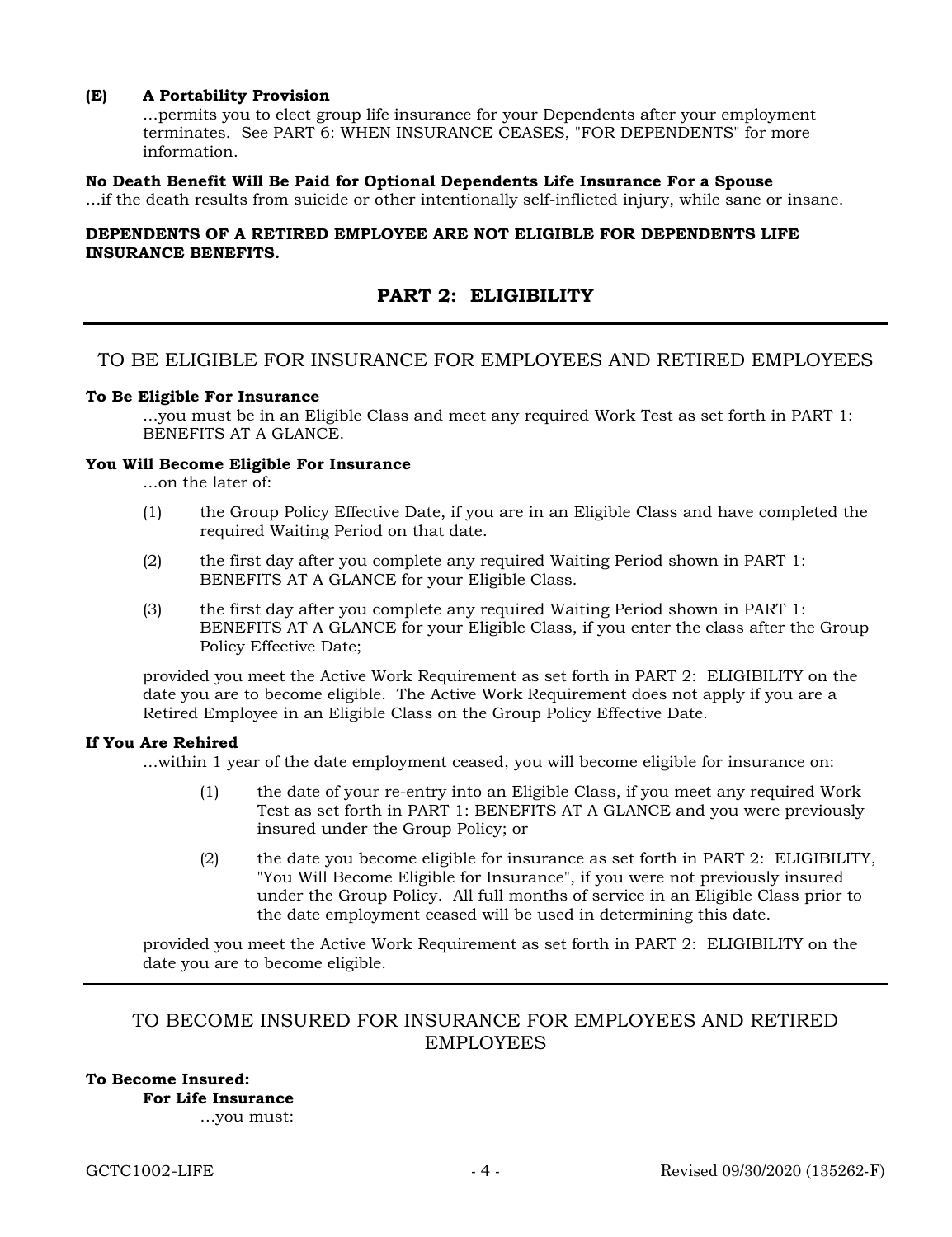**(E) A Portability Provision**

…permits you to elect group life insurance for your Dependents after your employment terminates. See PART 6: WHEN INSURANCE CEASES, "FOR DEPENDENTS" for more information.

**No Death Benefit Will Be Paid for Optional Dependents Life Insurance For a Spouse**

…if the death results from suicide or other intentionally self-inflicted injury, while sane or insane.

**DEPENDENTS OF A RETIRED EMPLOYEE ARE NOT ELIGIBLE FOR DEPENDENTS LIFE INSURANCE BENEFITS.**

## PART 2: ELIGIBILITY

### TO BE ELIGIBLE FOR INSURANCE FOR EMPLOYEES AND RETIRED EMPLOYEES

**To Be Eligible For Insurance**

…you must be in an Eligible Class and meet any required Work Test as set forth in PART 1: BENEFITS AT A GLANCE.

**You Will Become Eligible For Insurance**

…on the later of:

(1) the Group Policy Effective Date, if you are in an Eligible Class and have completed the required Waiting Period on that date.

(2) the first day after you complete any required Waiting Period shown in PART 1: BENEFITS AT A GLANCE for your Eligible Class.

(3) the first day after you complete any required Waiting Period shown in PART 1: BENEFITS AT A GLANCE for your Eligible Class, if you enter the class after the Group Policy Effective Date;

provided you meet the Active Work Requirement as set forth in PART 2: ELIGIBILITY on the date you are to become eligible. The Active Work Requirement does not apply if you are a Retired Employee in an Eligible Class on the Group Policy Effective Date.

**If You Are Rehired**

…within 1 year of the date employment ceased, you will become eligible for insurance on:

(1) the date of your re-entry into an Eligible Class, if you meet any required Work Test as set forth in PART 1: BENEFITS AT A GLANCE and you were previously insured under the Group Policy; or

(2) the date you become eligible for insurance as set forth in PART 2: ELIGIBILITY, "You Will Become Eligible for Insurance", if you were not previously insured under the Group Policy. All full months of service in an Eligible Class prior to the date employment ceased will be used in determining this date.

provided you meet the Active Work Requirement as set forth in PART 2: ELIGIBILITY on the date you are to become eligible.

### TO BECOME INSURED FOR INSURANCE FOR EMPLOYEES AND RETIRED EMPLOYEES

**To Become Insured:**

**For Life Insurance**

…you must: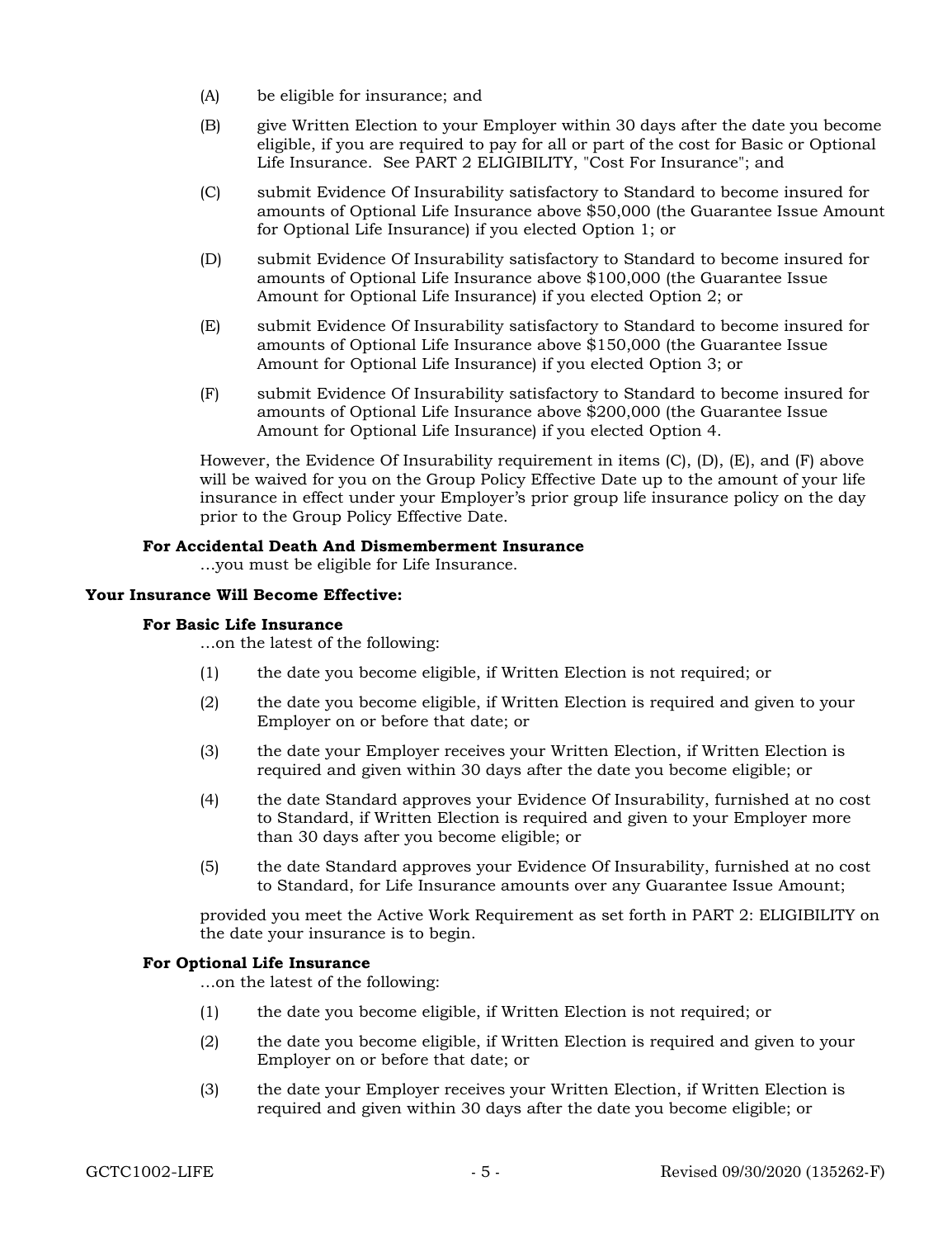(A) be eligible for insurance; and

(B) give Written Election to your Employer within 30 days after the date you become eligible, if you are required to pay for all or part of the cost for Basic or Optional Life Insurance. See PART 2 ELIGIBILITY, "Cost For Insurance"; and

(C) submit Evidence Of Insurability satisfactory to Standard to become insured for amounts of Optional Life Insurance above $50,000 (the Guarantee Issue Amount for Optional Life Insurance) if you elected Option 1; or

(D) submit Evidence Of Insurability satisfactory to Standard to become insured for amounts of Optional Life Insurance above $100,000 (the Guarantee Issue Amount for Optional Life Insurance) if you elected Option 2; or

(E) submit Evidence Of Insurability satisfactory to Standard to become insured for amounts of Optional Life Insurance above $150,000 (the Guarantee Issue Amount for Optional Life Insurance) if you elected Option 3; or

(F) submit Evidence Of Insurability satisfactory to Standard to become insured for amounts of Optional Life Insurance above $200,000 (the Guarantee Issue Amount for Optional Life Insurance) if you elected Option 4.

However, the Evidence Of Insurability requirement in items (C), (D), (E), and (F) above will be waived for you on the Group Policy Effective Date up to the amount of your life insurance in effect under your Employer's prior group life insurance policy on the day prior to the Group Policy Effective Date.

**For Accidental Death And Dismemberment Insurance**
…you must be eligible for Life Insurance.

**Your Insurance Will Become Effective:**

**For Basic Life Insurance**
…on the latest of the following:

(1) the date you become eligible, if Written Election is not required; or

(2) the date you become eligible, if Written Election is required and given to your Employer on or before that date; or

(3) the date your Employer receives your Written Election, if Written Election is required and given within 30 days after the date you become eligible; or

(4) the date Standard approves your Evidence Of Insurability, furnished at no cost to Standard, if Written Election is required and given to your Employer more than 30 days after you become eligible; or

(5) the date Standard approves your Evidence Of Insurability, furnished at no cost to Standard, for Life Insurance amounts over any Guarantee Issue Amount;

provided you meet the Active Work Requirement as set forth in PART 2: ELIGIBILITY on the date your insurance is to begin.

**For Optional Life Insurance**
…on the latest of the following:

(1) the date you become eligible, if Written Election is not required; or

(2) the date you become eligible, if Written Election is required and given to your Employer on or before that date; or

(3) the date your Employer receives your Written Election, if Written Election is required and given within 30 days after the date you become eligible; or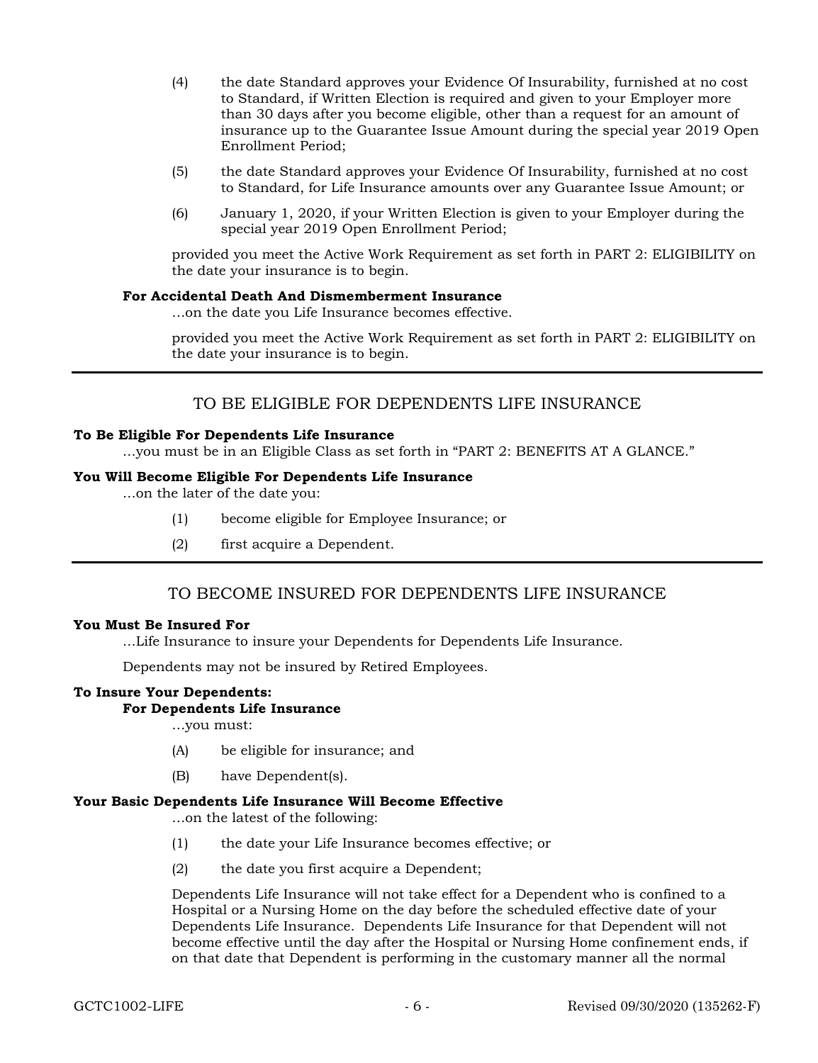(4) the date Standard approves your Evidence Of Insurability, furnished at no cost to Standard, if Written Election is required and given to your Employer more than 30 days after you become eligible, other than a request for an amount of insurance up to the Guarantee Issue Amount during the special year 2019 Open Enrollment Period;

(5) the date Standard approves your Evidence Of Insurability, furnished at no cost to Standard, for Life Insurance amounts over any Guarantee Issue Amount; or

(6) January 1, 2020, if your Written Election is given to your Employer during the special year 2019 Open Enrollment Period;

provided you meet the Active Work Requirement as set forth in PART 2: ELIGIBILITY on the date your insurance is to begin.

**For Accidental Death And Dismemberment Insurance**

…on the date you Life Insurance becomes effective.

provided you meet the Active Work Requirement as set forth in PART 2: ELIGIBILITY on the date your insurance is to begin.

---

## TO BE ELIGIBLE FOR DEPENDENTS LIFE INSURANCE

**To Be Eligible For Dependents Life Insurance**

…you must be in an Eligible Class as set forth in "PART 2: BENEFITS AT A GLANCE."

**You Will Become Eligible For Dependents Life Insurance**

…on the later of the date you:

(1) become eligible for Employee Insurance; or

(2) first acquire a Dependent.

---

## TO BECOME INSURED FOR DEPENDENTS LIFE INSURANCE

**You Must Be Insured For**

…Life Insurance to insure your Dependents for Dependents Life Insurance.

Dependents may not be insured by Retired Employees.

**To Insure Your Dependents:**

**For Dependents Life Insurance**

…you must:

(A) be eligible for insurance; and

(B) have Dependent(s).

**Your Basic Dependents Life Insurance Will Become Effective**

…on the latest of the following:

(1) the date your Life Insurance becomes effective; or

(2) the date you first acquire a Dependent;

Dependents Life Insurance will not take effect for a Dependent who is confined to a Hospital or a Nursing Home on the day before the scheduled effective date of your Dependents Life Insurance. Dependents Life Insurance for that Dependent will not become effective until the day after the Hospital or Nursing Home confinement ends, if on that date that Dependent is performing in the customary manner all the normal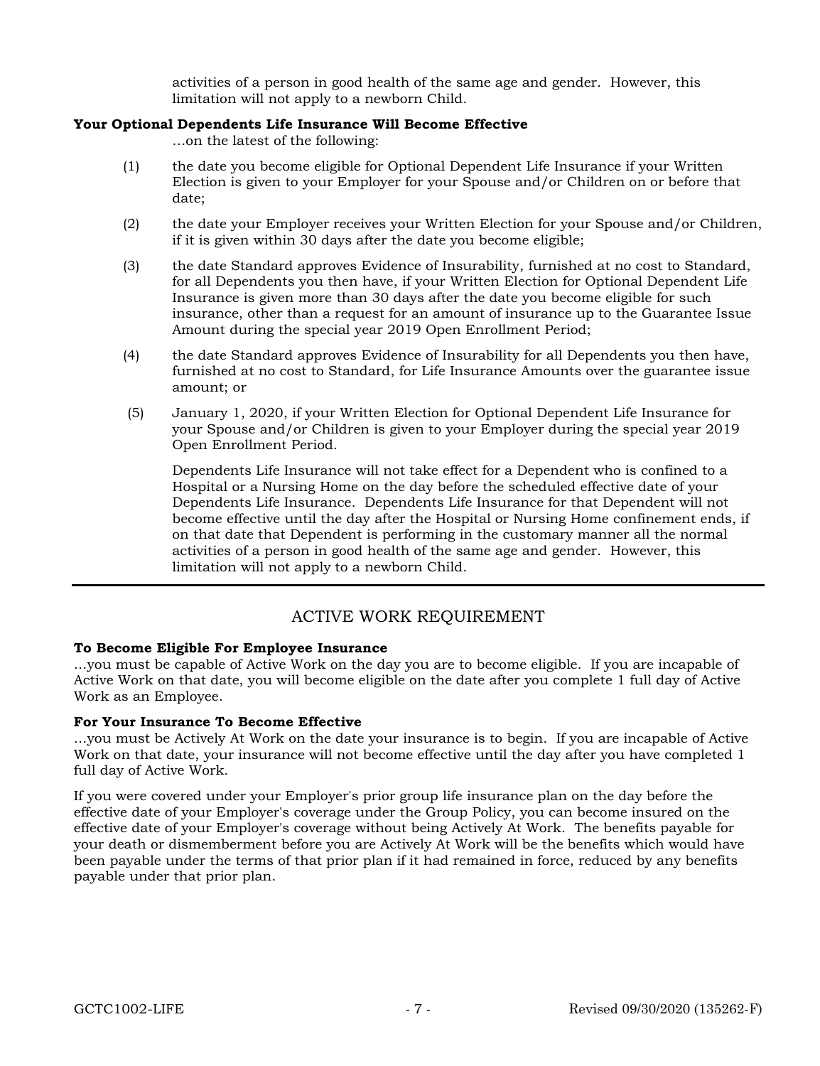activities of a person in good health of the same age and gender. However, this limitation will not apply to a newborn Child.

**Your Optional Dependents Life Insurance Will Become Effective**

...on the latest of the following:

(1) the date you become eligible for Optional Dependent Life Insurance if your Written Election is given to your Employer for your Spouse and/or Children on or before that date;

(2) the date your Employer receives your Written Election for your Spouse and/or Children, if it is given within 30 days after the date you become eligible;

(3) the date Standard approves Evidence of Insurability, furnished at no cost to Standard, for all Dependents you then have, if your Written Election for Optional Dependent Life Insurance is given more than 30 days after the date you become eligible for such insurance, other than a request for an amount of insurance up to the Guarantee Issue Amount during the special year 2019 Open Enrollment Period;

(4) the date Standard approves Evidence of Insurability for all Dependents you then have, furnished at no cost to Standard, for Life Insurance Amounts over the guarantee issue amount; or

(5) January 1, 2020, if your Written Election for Optional Dependent Life Insurance for your Spouse and/or Children is given to your Employer during the special year 2019 Open Enrollment Period.

Dependents Life Insurance will not take effect for a Dependent who is confined to a Hospital or a Nursing Home on the day before the scheduled effective date of your Dependents Life Insurance. Dependents Life Insurance for that Dependent will not become effective until the day after the Hospital or Nursing Home confinement ends, if on that date that Dependent is performing in the customary manner all the normal activities of a person in good health of the same age and gender. However, this limitation will not apply to a newborn Child.

## ACTIVE WORK REQUIREMENT

**To Become Eligible For Employee Insurance**

...you must be capable of Active Work on the day you are to become eligible. If you are incapable of Active Work on that date, you will become eligible on the date after you complete 1 full day of Active Work as an Employee.

**For Your Insurance To Become Effective**

...you must be Actively At Work on the date your insurance is to begin. If you are incapable of Active Work on that date, your insurance will not become effective until the day after you have completed 1 full day of Active Work.

If you were covered under your Employer's prior group life insurance plan on the day before the effective date of your Employer's coverage under the Group Policy, you can become insured on the effective date of your Employer's coverage without being Actively At Work. The benefits payable for your death or dismemberment before you are Actively At Work will be the benefits which would have been payable under the terms of that prior plan if it had remained in force, reduced by any benefits payable under that prior plan.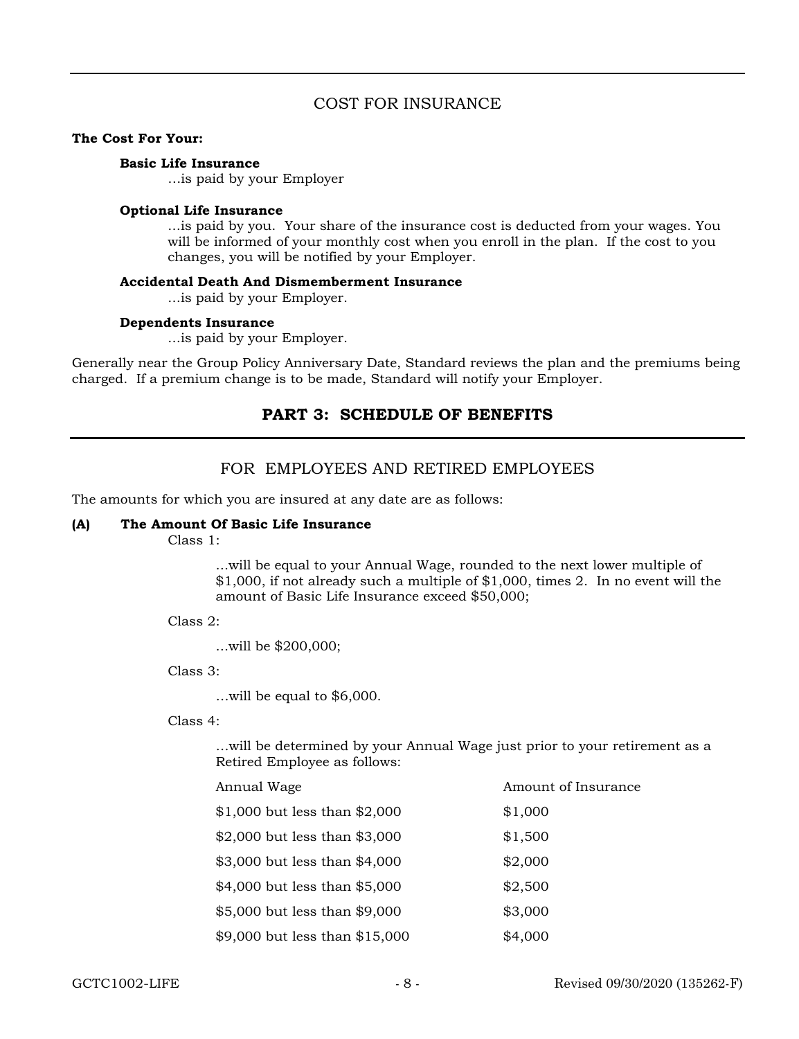## COST FOR INSURANCE

**The Cost For Your:**

**Basic Life Insurance**
...is paid by your Employer

**Optional Life Insurance**
...is paid by you. Your share of the insurance cost is deducted from your wages. You will be informed of your monthly cost when you enroll in the plan. If the cost to you changes, you will be notified by your Employer.

**Accidental Death And Dismemberment Insurance**
...is paid by your Employer.

**Dependents Insurance**
...is paid by your Employer.

Generally near the Group Policy Anniversary Date, Standard reviews the plan and the premiums being charged. If a premium change is to be made, Standard will notify your Employer.

# PART 3: SCHEDULE OF BENEFITS

## FOR EMPLOYEES AND RETIRED EMPLOYEES

The amounts for which you are insured at any date are as follows:

**(A) The Amount Of Basic Life Insurance**

Class 1:

...will be equal to your Annual Wage, rounded to the next lower multiple of $1,000, if not already such a multiple of $1,000, times 2. In no event will the amount of Basic Life Insurance exceed $50,000;

Class 2:

...will be $200,000;

Class 3:

...will be equal to $6,000.

Class 4:

...will be determined by your Annual Wage just prior to your retirement as a Retired Employee as follows:

| Annual Wage | Amount of Insurance |
|---|---|
| $1,000 but less than $2,000 | $1,000 |
| $2,000 but less than $3,000 | $1,500 |
| $3,000 but less than $4,000 | $2,000 |
| $4,000 but less than $5,000 | $2,500 |
| $5,000 but less than $9,000 | $3,000 |
| $9,000 but less than $15,000 | $4,000 |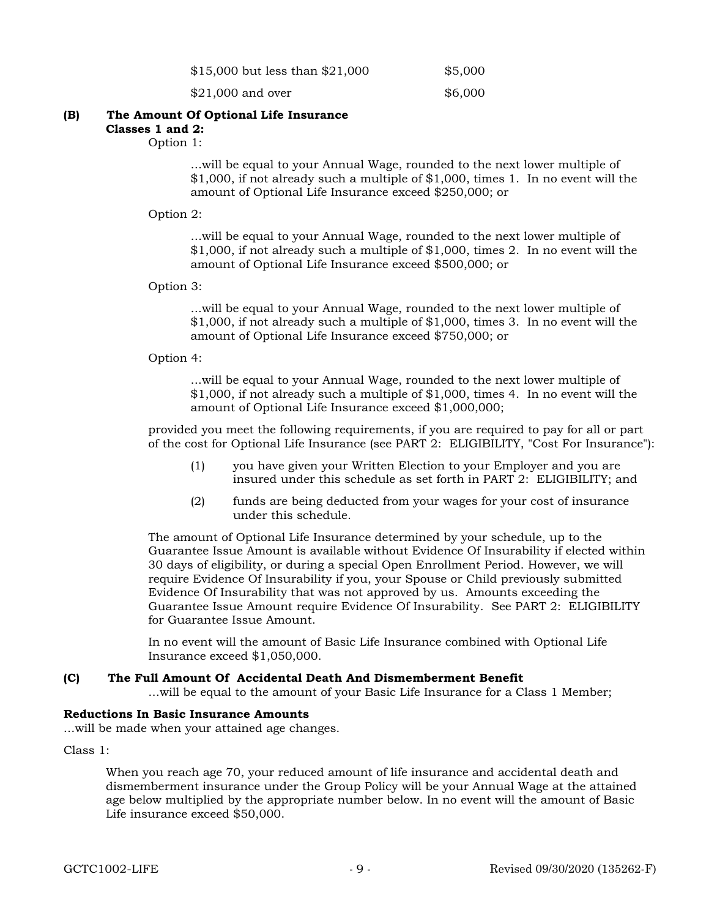| | |
|---|---|
| $15,000 but less than $21,000 | $5,000 |
| $21,000 and over | $6,000 |

**(B) The Amount Of Optional Life Insurance**
**Classes 1 and 2:**

Option 1:

...will be equal to your Annual Wage, rounded to the next lower multiple of $1,000, if not already such a multiple of $1,000, times 1. In no event will the amount of Optional Life Insurance exceed $250,000; or

Option 2:

...will be equal to your Annual Wage, rounded to the next lower multiple of $1,000, if not already such a multiple of $1,000, times 2. In no event will the amount of Optional Life Insurance exceed $500,000; or

Option 3:

...will be equal to your Annual Wage, rounded to the next lower multiple of $1,000, if not already such a multiple of $1,000, times 3. In no event will the amount of Optional Life Insurance exceed $750,000; or

Option 4:

...will be equal to your Annual Wage, rounded to the next lower multiple of $1,000, if not already such a multiple of $1,000, times 4. In no event will the amount of Optional Life Insurance exceed $1,000,000;

provided you meet the following requirements, if you are required to pay for all or part of the cost for Optional Life Insurance (see PART 2: ELIGIBILITY, "Cost For Insurance"):

(1) you have given your Written Election to your Employer and you are insured under this schedule as set forth in PART 2: ELIGIBILITY; and

(2) funds are being deducted from your wages for your cost of insurance under this schedule.

The amount of Optional Life Insurance determined by your schedule, up to the Guarantee Issue Amount is available without Evidence Of Insurability if elected within 30 days of eligibility, or during a special Open Enrollment Period. However, we will require Evidence Of Insurability if you, your Spouse or Child previously submitted Evidence Of Insurability that was not approved by us. Amounts exceeding the Guarantee Issue Amount require Evidence Of Insurability. See PART 2: ELIGIBILITY for Guarantee Issue Amount.

In no event will the amount of Basic Life Insurance combined with Optional Life Insurance exceed $1,050,000.

**(C) The Full Amount Of Accidental Death And Dismemberment Benefit**

...will be equal to the amount of your Basic Life Insurance for a Class 1 Member;

**Reductions In Basic Insurance Amounts**

...will be made when your attained age changes.

Class 1:

When you reach age 70, your reduced amount of life insurance and accidental death and dismemberment insurance under the Group Policy will be your Annual Wage at the attained age below multiplied by the appropriate number below. In no event will the amount of Basic Life insurance exceed $50,000.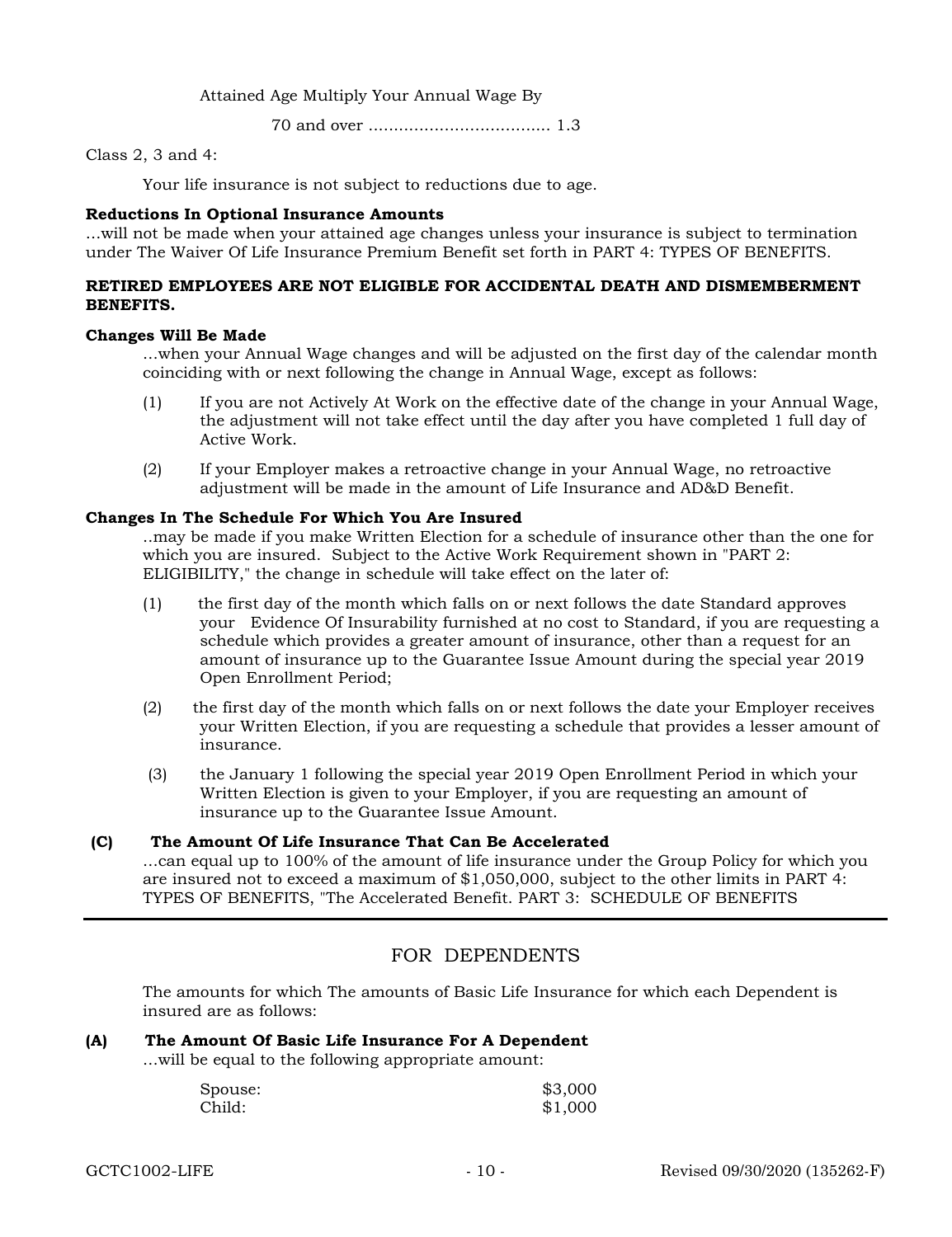| Attained Age | Multiply Your Annual Wage By |
|---|---|
| 70 and over | 1.3 |

Class 2, 3 and 4:

Your life insurance is not subject to reductions due to age.

**Reductions In Optional Insurance Amounts**
...will not be made when your attained age changes unless your insurance is subject to termination under The Waiver Of Life Insurance Premium Benefit set forth in PART 4: TYPES OF BENEFITS.

**RETIRED EMPLOYEES ARE NOT ELIGIBLE FOR ACCIDENTAL DEATH AND DISMEMBERMENT BENEFITS.**

**Changes Will Be Made**
...when your Annual Wage changes and will be adjusted on the first day of the calendar month coinciding with or next following the change in Annual Wage, except as follows:

(1) If you are not Actively At Work on the effective date of the change in your Annual Wage, the adjustment will not take effect until the day after you have completed 1 full day of Active Work.

(2) If your Employer makes a retroactive change in your Annual Wage, no retroactive adjustment will be made in the amount of Life Insurance and AD&D Benefit.

**Changes In The Schedule For Which You Are Insured**
..may be made if you make Written Election for a schedule of insurance other than the one for which you are insured. Subject to the Active Work Requirement shown in "PART 2: ELIGIBILITY," the change in schedule will take effect on the later of:

(1) the first day of the month which falls on or next follows the date Standard approves your Evidence Of Insurability furnished at no cost to Standard, if you are requesting a schedule which provides a greater amount of insurance, other than a request for an amount of insurance up to the Guarantee Issue Amount during the special year 2019 Open Enrollment Period;

(2) the first day of the month which falls on or next follows the date your Employer receives your Written Election, if you are requesting a schedule that provides a lesser amount of insurance.

(3) the January 1 following the special year 2019 Open Enrollment Period in which your Written Election is given to your Employer, if you are requesting an amount of insurance up to the Guarantee Issue Amount.

**(C) The Amount Of Life Insurance That Can Be Accelerated**
...can equal up to 100% of the amount of life insurance under the Group Policy for which you are insured not to exceed a maximum of $1,050,000, subject to the other limits in PART 4: TYPES OF BENEFITS, "The Accelerated Benefit. PART 3: SCHEDULE OF BENEFITS

## FOR DEPENDENTS

The amounts for which The amounts of Basic Life Insurance for which each Dependent is insured are as follows:

**(A) The Amount Of Basic Life Insurance For A Dependent**
...will be equal to the following appropriate amount:

| | |
|---|---|
| Spouse: | $3,000 |
| Child: | $1,000 |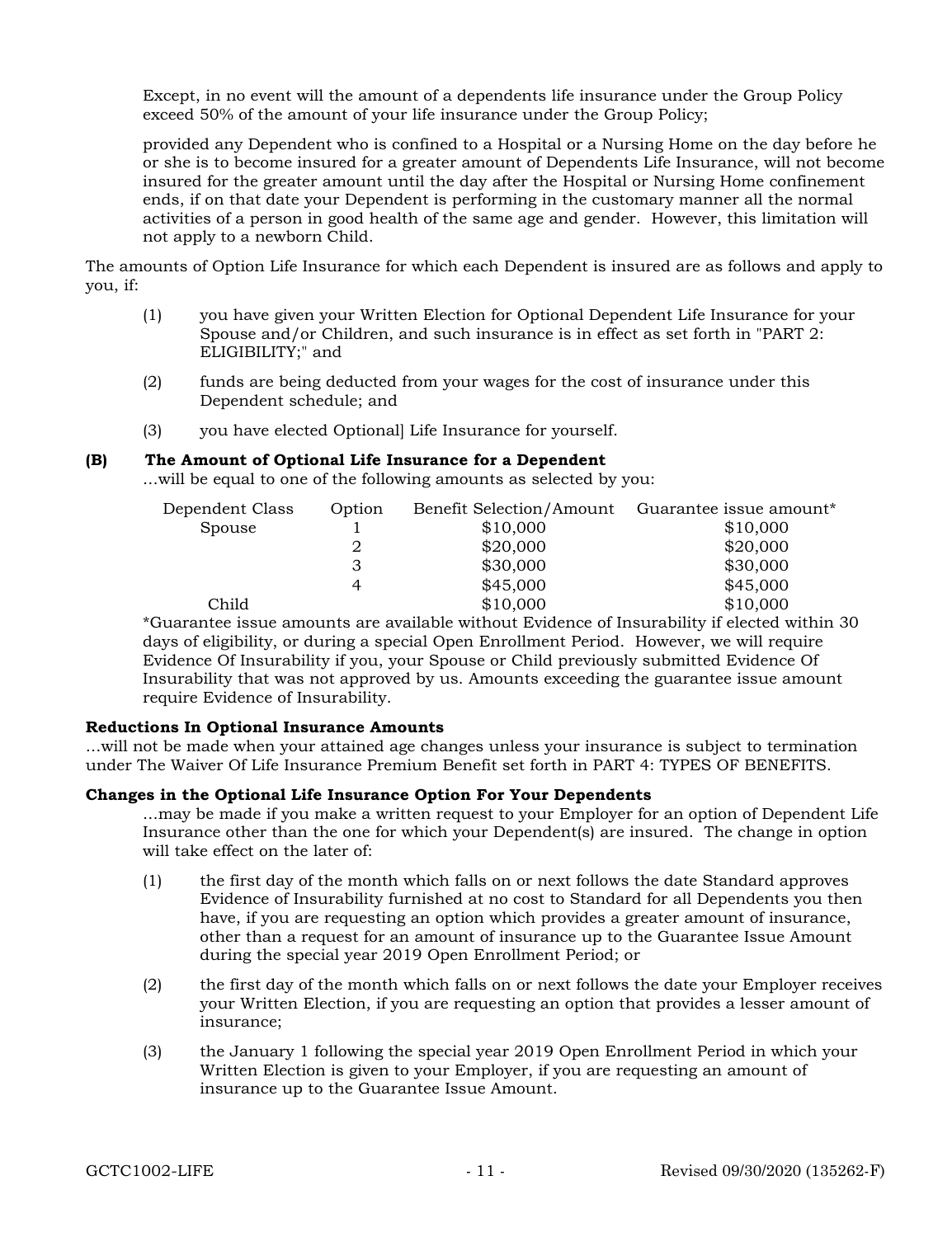Except, in no event will the amount of a dependents life insurance under the Group Policy exceed 50% of the amount of your life insurance under the Group Policy;

provided any Dependent who is confined to a Hospital or a Nursing Home on the day before he or she is to become insured for a greater amount of Dependents Life Insurance, will not become insured for the greater amount until the day after the Hospital or Nursing Home confinement ends, if on that date your Dependent is performing in the customary manner all the normal activities of a person in good health of the same age and gender. However, this limitation will not apply to a newborn Child.

The amounts of Option Life Insurance for which each Dependent is insured are as follows and apply to you, if:

(1) you have given your Written Election for Optional Dependent Life Insurance for your Spouse and/or Children, and such insurance is in effect as set forth in "PART 2: ELIGIBILITY;" and

(2) funds are being deducted from your wages for the cost of insurance under this Dependent schedule; and

(3) you have elected Optional] Life Insurance for yourself.

**(B) The Amount of Optional Life Insurance for a Dependent**

...will be equal to one of the following amounts as selected by you:

| Dependent Class | Option | Benefit Selection/Amount | Guarantee issue amount* |
|---|---|---|---|
| Spouse | 1 | $10,000 | $10,000 |
| | 2 | $20,000 | $20,000 |
| | 3 | $30,000 | $30,000 |
| | 4 | $45,000 | $45,000 |
| Child | | $10,000 | $10,000 |

*Guarantee issue amounts are available without Evidence of Insurability if elected within 30 days of eligibility, or during a special Open Enrollment Period. However, we will require Evidence Of Insurability if you, your Spouse or Child previously submitted Evidence Of Insurability that was not approved by us. Amounts exceeding the guarantee issue amount require Evidence of Insurability.

**Reductions In Optional Insurance Amounts**

...will not be made when your attained age changes unless your insurance is subject to termination under The Waiver Of Life Insurance Premium Benefit set forth in PART 4: TYPES OF BENEFITS.

**Changes in the Optional Life Insurance Option For Your Dependents**

...may be made if you make a written request to your Employer for an option of Dependent Life Insurance other than the one for which your Dependent(s) are insured. The change in option will take effect on the later of:

(1) the first day of the month which falls on or next follows the date Standard approves Evidence of Insurability furnished at no cost to Standard for all Dependents you then have, if you are requesting an option which provides a greater amount of insurance, other than a request for an amount of insurance up to the Guarantee Issue Amount during the special year 2019 Open Enrollment Period; or

(2) the first day of the month which falls on or next follows the date your Employer receives your Written Election, if you are requesting an option that provides a lesser amount of insurance;

(3) the January 1 following the special year 2019 Open Enrollment Period in which your Written Election is given to your Employer, if you are requesting an amount of insurance up to the Guarantee Issue Amount.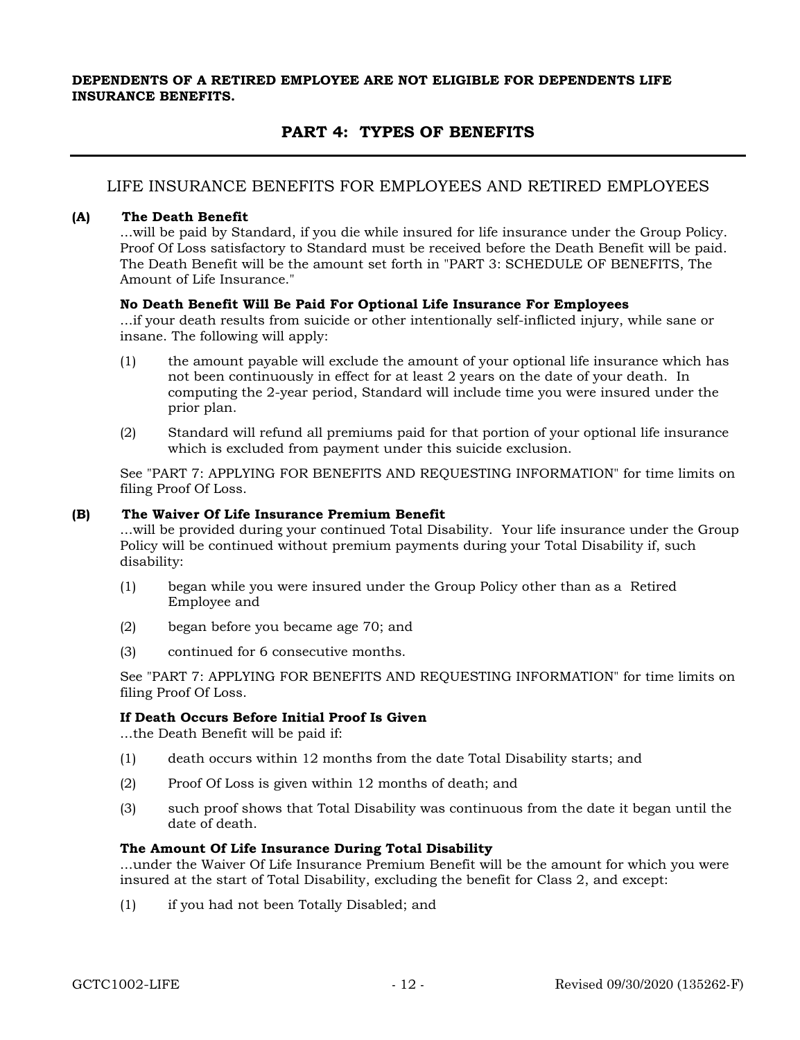**DEPENDENTS OF A RETIRED EMPLOYEE ARE NOT ELIGIBLE FOR DEPENDENTS LIFE INSURANCE BENEFITS.**

## PART 4: TYPES OF BENEFITS

### LIFE INSURANCE BENEFITS FOR EMPLOYEES AND RETIRED EMPLOYEES

**(A) The Death Benefit**

...will be paid by Standard, if you die while insured for life insurance under the Group Policy. Proof Of Loss satisfactory to Standard must be received before the Death Benefit will be paid. The Death Benefit will be the amount set forth in "PART 3: SCHEDULE OF BENEFITS, The Amount of Life Insurance."

**No Death Benefit Will Be Paid For Optional Life Insurance For Employees**

...if your death results from suicide or other intentionally self-inflicted injury, while sane or insane. The following will apply:

(1) the amount payable will exclude the amount of your optional life insurance which has not been continuously in effect for at least 2 years on the date of your death. In computing the 2-year period, Standard will include time you were insured under the prior plan.

(2) Standard will refund all premiums paid for that portion of your optional life insurance which is excluded from payment under this suicide exclusion.

See "PART 7: APPLYING FOR BENEFITS AND REQUESTING INFORMATION" for time limits on filing Proof Of Loss.

**(B) The Waiver Of Life Insurance Premium Benefit**

...will be provided during your continued Total Disability. Your life insurance under the Group Policy will be continued without premium payments during your Total Disability if, such disability:

(1) began while you were insured under the Group Policy other than as a Retired Employee and

(2) began before you became age 70; and

(3) continued for 6 consecutive months.

See "PART 7: APPLYING FOR BENEFITS AND REQUESTING INFORMATION" for time limits on filing Proof Of Loss.

**If Death Occurs Before Initial Proof Is Given**

...the Death Benefit will be paid if:

(1) death occurs within 12 months from the date Total Disability starts; and

(2) Proof Of Loss is given within 12 months of death; and

(3) such proof shows that Total Disability was continuous from the date it began until the date of death.

**The Amount Of Life Insurance During Total Disability**

...under the Waiver Of Life Insurance Premium Benefit will be the amount for which you were insured at the start of Total Disability, excluding the benefit for Class 2, and except:

(1) if you had not been Totally Disabled; and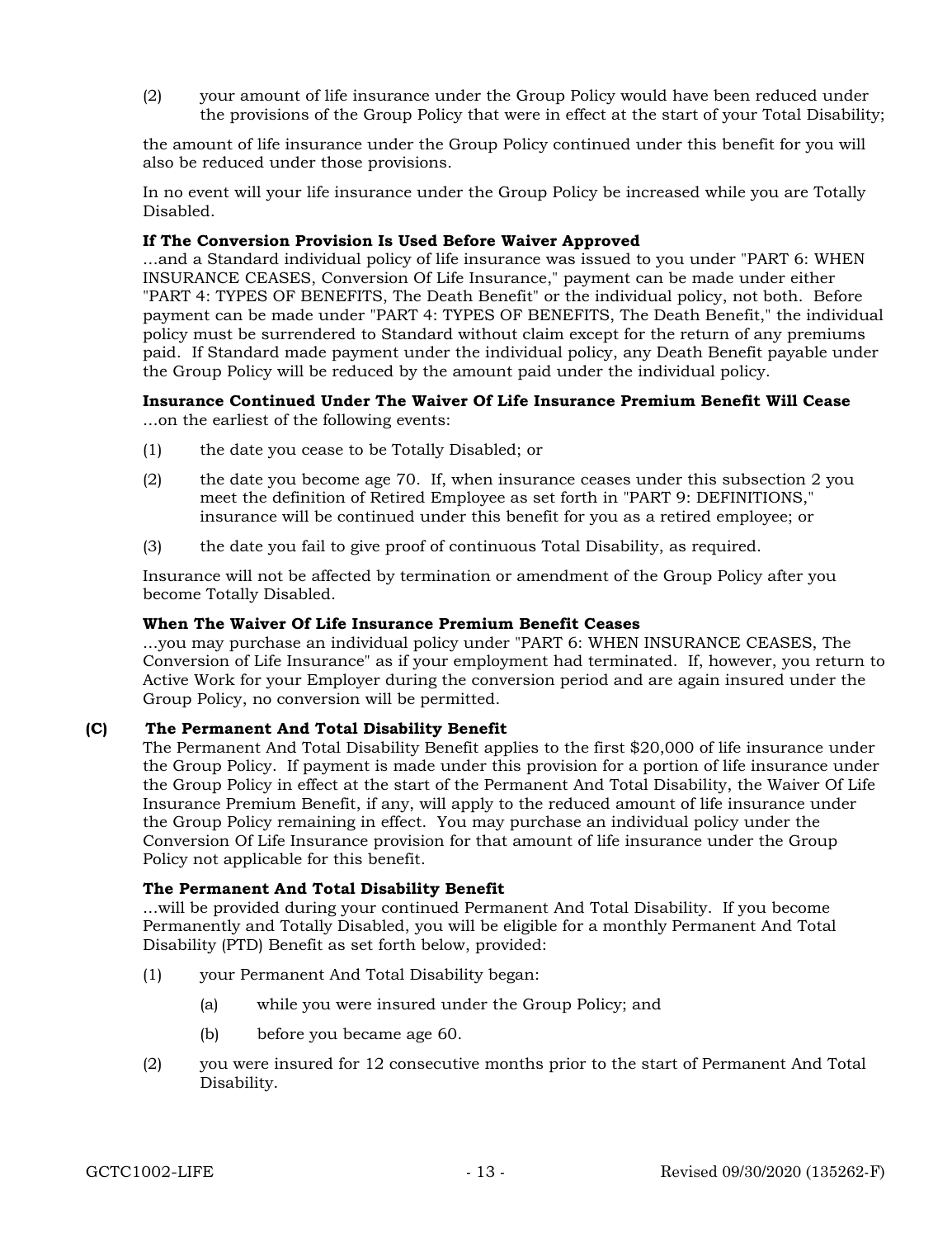(2) your amount of life insurance under the Group Policy would have been reduced under the provisions of the Group Policy that were in effect at the start of your Total Disability;

the amount of life insurance under the Group Policy continued under this benefit for you will also be reduced under those provisions.

In no event will your life insurance under the Group Policy be increased while you are Totally Disabled.

**If The Conversion Provision Is Used Before Waiver Approved**
...and a Standard individual policy of life insurance was issued to you under "PART 6: WHEN INSURANCE CEASES, Conversion Of Life Insurance," payment can be made under either "PART 4: TYPES OF BENEFITS, The Death Benefit" or the individual policy, not both. Before payment can be made under "PART 4: TYPES OF BENEFITS, The Death Benefit," the individual policy must be surrendered to Standard without claim except for the return of any premiums paid. If Standard made payment under the individual policy, any Death Benefit payable under the Group Policy will be reduced by the amount paid under the individual policy.

**Insurance Continued Under The Waiver Of Life Insurance Premium Benefit Will Cease**
...on the earliest of the following events:

(1) the date you cease to be Totally Disabled; or

(2) the date you become age 70. If, when insurance ceases under this subsection 2 you meet the definition of Retired Employee as set forth in "PART 9: DEFINITIONS," insurance will be continued under this benefit for you as a retired employee; or

(3) the date you fail to give proof of continuous Total Disability, as required.

Insurance will not be affected by termination or amendment of the Group Policy after you become Totally Disabled.

**When The Waiver Of Life Insurance Premium Benefit Ceases**
...you may purchase an individual policy under "PART 6: WHEN INSURANCE CEASES, The Conversion of Life Insurance" as if your employment had terminated. If, however, you return to Active Work for your Employer during the conversion period and are again insured under the Group Policy, no conversion will be permitted.

### (C) The Permanent And Total Disability Benefit

The Permanent And Total Disability Benefit applies to the first $20,000 of life insurance under the Group Policy. If payment is made under this provision for a portion of life insurance under the Group Policy in effect at the start of the Permanent And Total Disability, the Waiver Of Life Insurance Premium Benefit, if any, will apply to the reduced amount of life insurance under the Group Policy remaining in effect. You may purchase an individual policy under the Conversion Of Life Insurance provision for that amount of life insurance under the Group Policy not applicable for this benefit.

**The Permanent And Total Disability Benefit**
...will be provided during your continued Permanent And Total Disability. If you become Permanently and Totally Disabled, you will be eligible for a monthly Permanent And Total Disability (PTD) Benefit as set forth below, provided:

(1) your Permanent And Total Disability began:

    (a) while you were insured under the Group Policy; and

    (b) before you became age 60.

(2) you were insured for 12 consecutive months prior to the start of Permanent And Total Disability.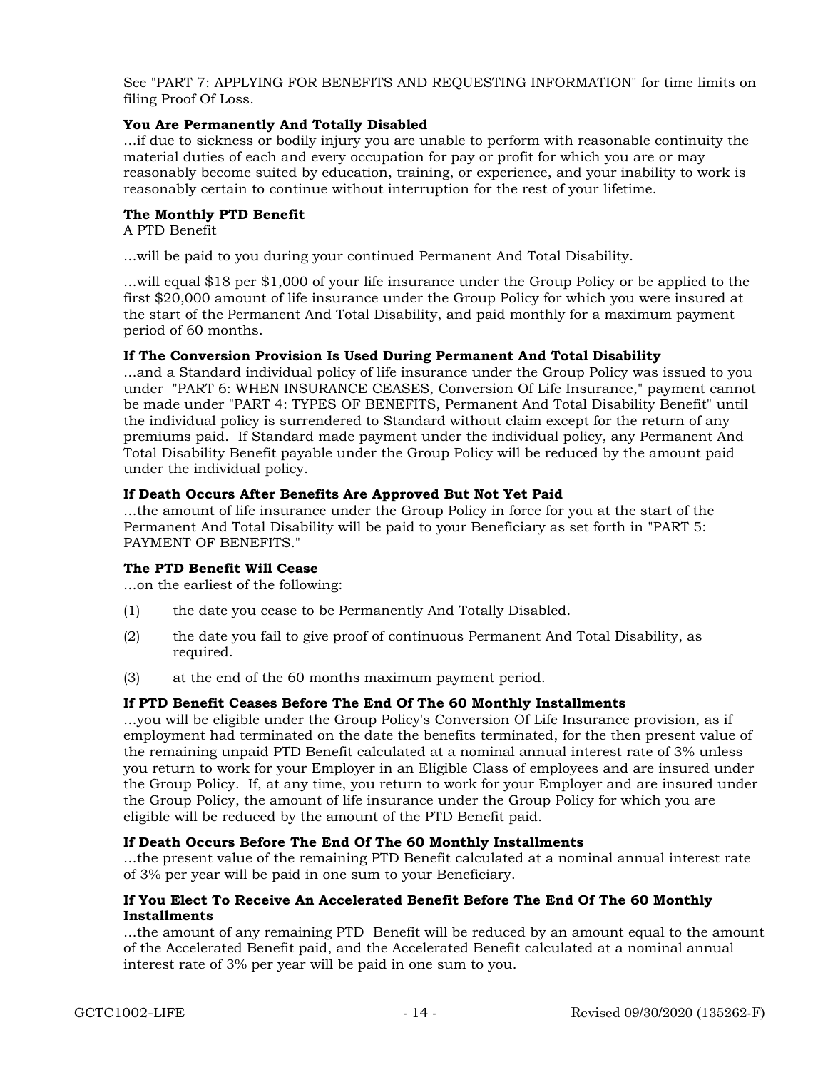See "PART 7: APPLYING FOR BENEFITS AND REQUESTING INFORMATION" for time limits on filing Proof Of Loss.

**You Are Permanently And Totally Disabled**

...if due to sickness or bodily injury you are unable to perform with reasonable continuity the material duties of each and every occupation for pay or profit for which you are or may reasonably become suited by education, training, or experience, and your inability to work is reasonably certain to continue without interruption for the rest of your lifetime.

**The Monthly PTD Benefit**

A PTD Benefit

...will be paid to you during your continued Permanent And Total Disability.

...will equal $18 per $1,000 of your life insurance under the Group Policy or be applied to the first $20,000 amount of life insurance under the Group Policy for which you were insured at the start of the Permanent And Total Disability, and paid monthly for a maximum payment period of 60 months.

**If The Conversion Provision Is Used During Permanent And Total Disability**

...and a Standard individual policy of life insurance under the Group Policy was issued to you under "PART 6: WHEN INSURANCE CEASES, Conversion Of Life Insurance," payment cannot be made under "PART 4: TYPES OF BENEFITS, Permanent And Total Disability Benefit" until the individual policy is surrendered to Standard without claim except for the return of any premiums paid. If Standard made payment under the individual policy, any Permanent And Total Disability Benefit payable under the Group Policy will be reduced by the amount paid under the individual policy.

**If Death Occurs After Benefits Are Approved But Not Yet Paid**

...the amount of life insurance under the Group Policy in force for you at the start of the Permanent And Total Disability will be paid to your Beneficiary as set forth in "PART 5: PAYMENT OF BENEFITS."

**The PTD Benefit Will Cease**

...on the earliest of the following:

(1) the date you cease to be Permanently And Totally Disabled.

(2) the date you fail to give proof of continuous Permanent And Total Disability, as required.

(3) at the end of the 60 months maximum payment period.

**If PTD Benefit Ceases Before The End Of The 60 Monthly Installments**

...you will be eligible under the Group Policy's Conversion Of Life Insurance provision, as if employment had terminated on the date the benefits terminated, for the then present value of the remaining unpaid PTD Benefit calculated at a nominal annual interest rate of 3% unless you return to work for your Employer in an Eligible Class of employees and are insured under the Group Policy. If, at any time, you return to work for your Employer and are insured under the Group Policy, the amount of life insurance under the Group Policy for which you are eligible will be reduced by the amount of the PTD Benefit paid.

**If Death Occurs Before The End Of The 60 Monthly Installments**

...the present value of the remaining PTD Benefit calculated at a nominal annual interest rate of 3% per year will be paid in one sum to your Beneficiary.

**If You Elect To Receive An Accelerated Benefit Before The End Of The 60 Monthly Installments**

...the amount of any remaining PTD Benefit will be reduced by an amount equal to the amount of the Accelerated Benefit paid, and the Accelerated Benefit calculated at a nominal annual interest rate of 3% per year will be paid in one sum to you.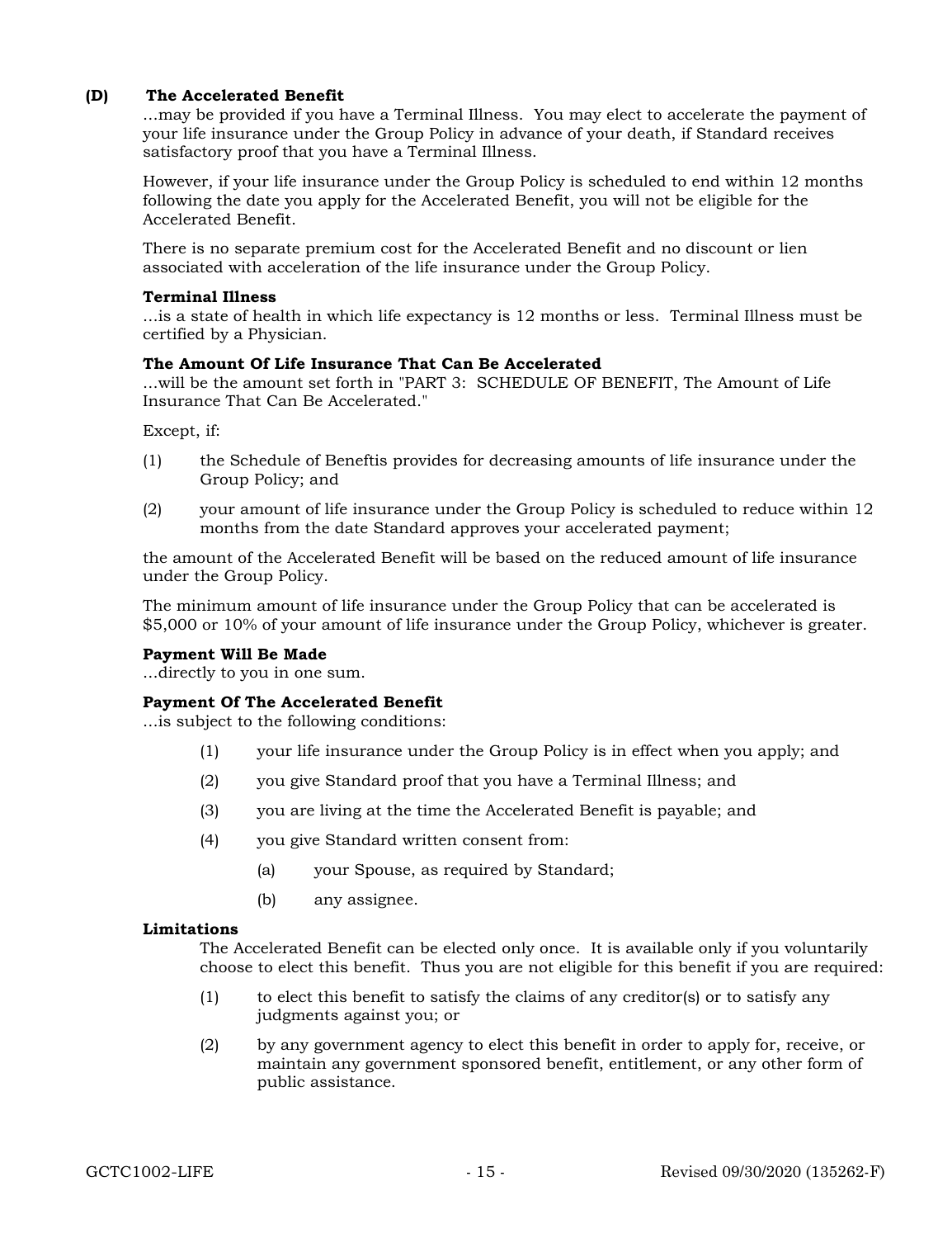### (D) The Accelerated Benefit

...may be provided if you have a Terminal Illness. You may elect to accelerate the payment of your life insurance under the Group Policy in advance of your death, if Standard receives satisfactory proof that you have a Terminal Illness.

However, if your life insurance under the Group Policy is scheduled to end within 12 months following the date you apply for the Accelerated Benefit, you will not be eligible for the Accelerated Benefit.

There is no separate premium cost for the Accelerated Benefit and no discount or lien associated with acceleration of the life insurance under the Group Policy.

**Terminal Illness**
...is a state of health in which life expectancy is 12 months or less. Terminal Illness must be certified by a Physician.

**The Amount Of Life Insurance That Can Be Accelerated**
...will be the amount set forth in "PART 3: SCHEDULE OF BENEFIT, The Amount of Life Insurance That Can Be Accelerated."

Except, if:

(1) the Schedule of Beneftis provides for decreasing amounts of life insurance under the Group Policy; and

(2) your amount of life insurance under the Group Policy is scheduled to reduce within 12 months from the date Standard approves your accelerated payment;

the amount of the Accelerated Benefit will be based on the reduced amount of life insurance under the Group Policy.

The minimum amount of life insurance under the Group Policy that can be accelerated is $5,000 or 10% of your amount of life insurance under the Group Policy, whichever is greater.

**Payment Will Be Made**
...directly to you in one sum.

**Payment Of The Accelerated Benefit**
...is subject to the following conditions:

(1) your life insurance under the Group Policy is in effect when you apply; and

(2) you give Standard proof that you have a Terminal Illness; and

(3) you are living at the time the Accelerated Benefit is payable; and

(4) you give Standard written consent from:

  (a) your Spouse, as required by Standard;

  (b) any assignee.

**Limitations**

The Accelerated Benefit can be elected only once. It is available only if you voluntarily choose to elect this benefit. Thus you are not eligible for this benefit if you are required:

(1) to elect this benefit to satisfy the claims of any creditor(s) or to satisfy any judgments against you; or

(2) by any government agency to elect this benefit in order to apply for, receive, or maintain any government sponsored benefit, entitlement, or any other form of public assistance.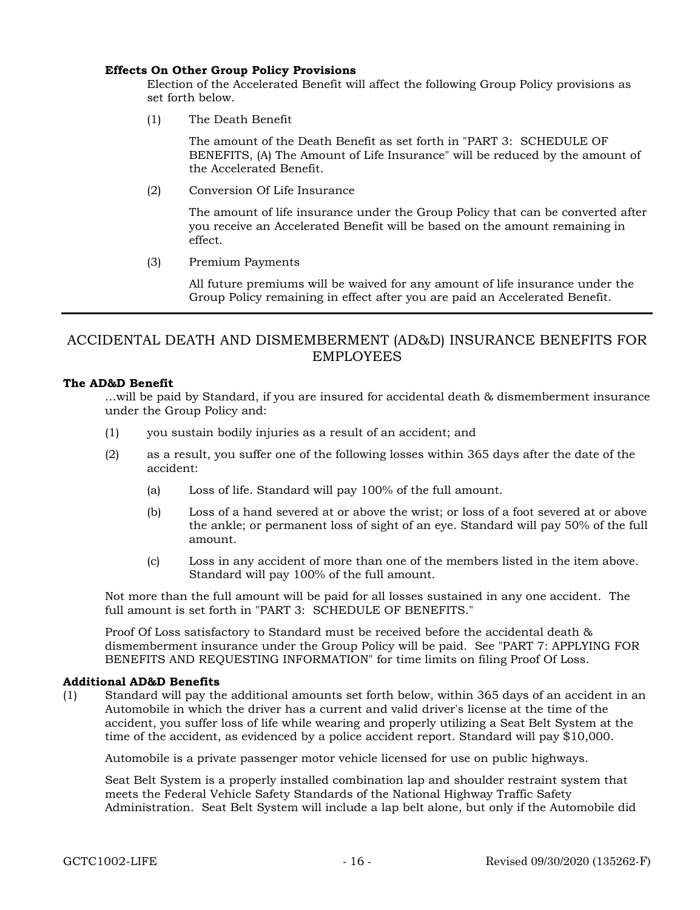**Effects On Other Group Policy Provisions**

Election of the Accelerated Benefit will affect the following Group Policy provisions as set forth below.

(1) The Death Benefit

The amount of the Death Benefit as set forth in "PART 3: SCHEDULE OF BENEFITS, (A) The Amount of Life Insurance" will be reduced by the amount of the Accelerated Benefit.

(2) Conversion Of Life Insurance

The amount of life insurance under the Group Policy that can be converted after you receive an Accelerated Benefit will be based on the amount remaining in effect.

(3) Premium Payments

All future premiums will be waived for any amount of life insurance under the Group Policy remaining in effect after you are paid an Accelerated Benefit.

---

## ACCIDENTAL DEATH AND DISMEMBERMENT (AD&D) INSURANCE BENEFITS FOR EMPLOYEES

**The AD&D Benefit**

...will be paid by Standard, if you are insured for accidental death & dismemberment insurance under the Group Policy and:

(1) you sustain bodily injuries as a result of an accident; and

(2) as a result, you suffer one of the following losses within 365 days after the date of the accident:

(a) Loss of life. Standard will pay 100% of the full amount.

(b) Loss of a hand severed at or above the wrist; or loss of a foot severed at or above the ankle; or permanent loss of sight of an eye. Standard will pay 50% of the full amount.

(c) Loss in any accident of more than one of the members listed in the item above. Standard will pay 100% of the full amount.

Not more than the full amount will be paid for all losses sustained in any one accident. The full amount is set forth in "PART 3: SCHEDULE OF BENEFITS."

Proof Of Loss satisfactory to Standard must be received before the accidental death & dismemberment insurance under the Group Policy will be paid. See "PART 7: APPLYING FOR BENEFITS AND REQUESTING INFORMATION" for time limits on filing Proof Of Loss.

**Additional AD&D Benefits**

(1) Standard will pay the additional amounts set forth below, within 365 days of an accident in an Automobile in which the driver has a current and valid driver's license at the time of the accident, you suffer loss of life while wearing and properly utilizing a Seat Belt System at the time of the accident, as evidenced by a police accident report. Standard will pay $10,000.

Automobile is a private passenger motor vehicle licensed for use on public highways.

Seat Belt System is a properly installed combination lap and shoulder restraint system that meets the Federal Vehicle Safety Standards of the National Highway Traffic Safety Administration. Seat Belt System will include a lap belt alone, but only if the Automobile did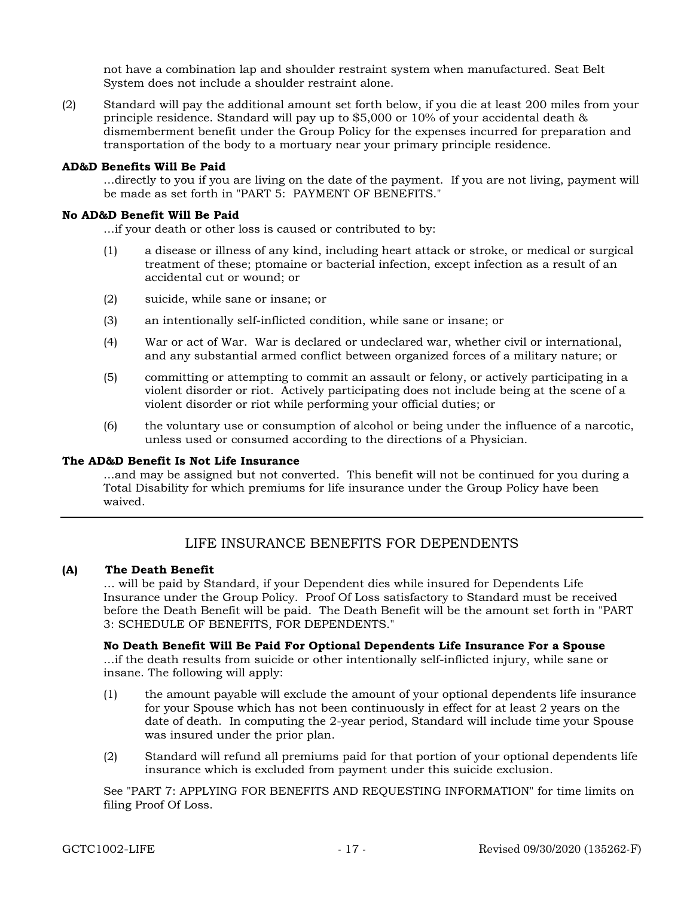not have a combination lap and shoulder restraint system when manufactured. Seat Belt System does not include a shoulder restraint alone.

(2) Standard will pay the additional amount set forth below, if you die at least 200 miles from your principle residence. Standard will pay up to $5,000 or 10% of your accidental death & dismemberment benefit under the Group Policy for the expenses incurred for preparation and transportation of the body to a mortuary near your primary principle residence.

**AD&D Benefits Will Be Paid**

...directly to you if you are living on the date of the payment. If you are not living, payment will be made as set forth in "PART 5: PAYMENT OF BENEFITS."

**No AD&D Benefit Will Be Paid**

...if your death or other loss is caused or contributed to by:

(1) a disease or illness of any kind, including heart attack or stroke, or medical or surgical treatment of these; ptomaine or bacterial infection, except infection as a result of an accidental cut or wound; or

(2) suicide, while sane or insane; or

(3) an intentionally self-inflicted condition, while sane or insane; or

(4) War or act of War. War is declared or undeclared war, whether civil or international, and any substantial armed conflict between organized forces of a military nature; or

(5) committing or attempting to commit an assault or felony, or actively participating in a violent disorder or riot. Actively participating does not include being at the scene of a violent disorder or riot while performing your official duties; or

(6) the voluntary use or consumption of alcohol or being under the influence of a narcotic, unless used or consumed according to the directions of a Physician.

**The AD&D Benefit Is Not Life Insurance**

...and may be assigned but not converted. This benefit will not be continued for you during a Total Disability for which premiums for life insurance under the Group Policy have been waived.

---

## LIFE INSURANCE BENEFITS FOR DEPENDENTS

**(A) The Death Benefit**

... will be paid by Standard, if your Dependent dies while insured for Dependents Life Insurance under the Group Policy. Proof Of Loss satisfactory to Standard must be received before the Death Benefit will be paid. The Death Benefit will be the amount set forth in "PART 3: SCHEDULE OF BENEFITS, FOR DEPENDENTS."

**No Death Benefit Will Be Paid For Optional Dependents Life Insurance For a Spouse**

...if the death results from suicide or other intentionally self-inflicted injury, while sane or insane. The following will apply:

(1) the amount payable will exclude the amount of your optional dependents life insurance for your Spouse which has not been continuously in effect for at least 2 years on the date of death. In computing the 2-year period, Standard will include time your Spouse was insured under the prior plan.

(2) Standard will refund all premiums paid for that portion of your optional dependents life insurance which is excluded from payment under this suicide exclusion.

See "PART 7: APPLYING FOR BENEFITS AND REQUESTING INFORMATION" for time limits on filing Proof Of Loss.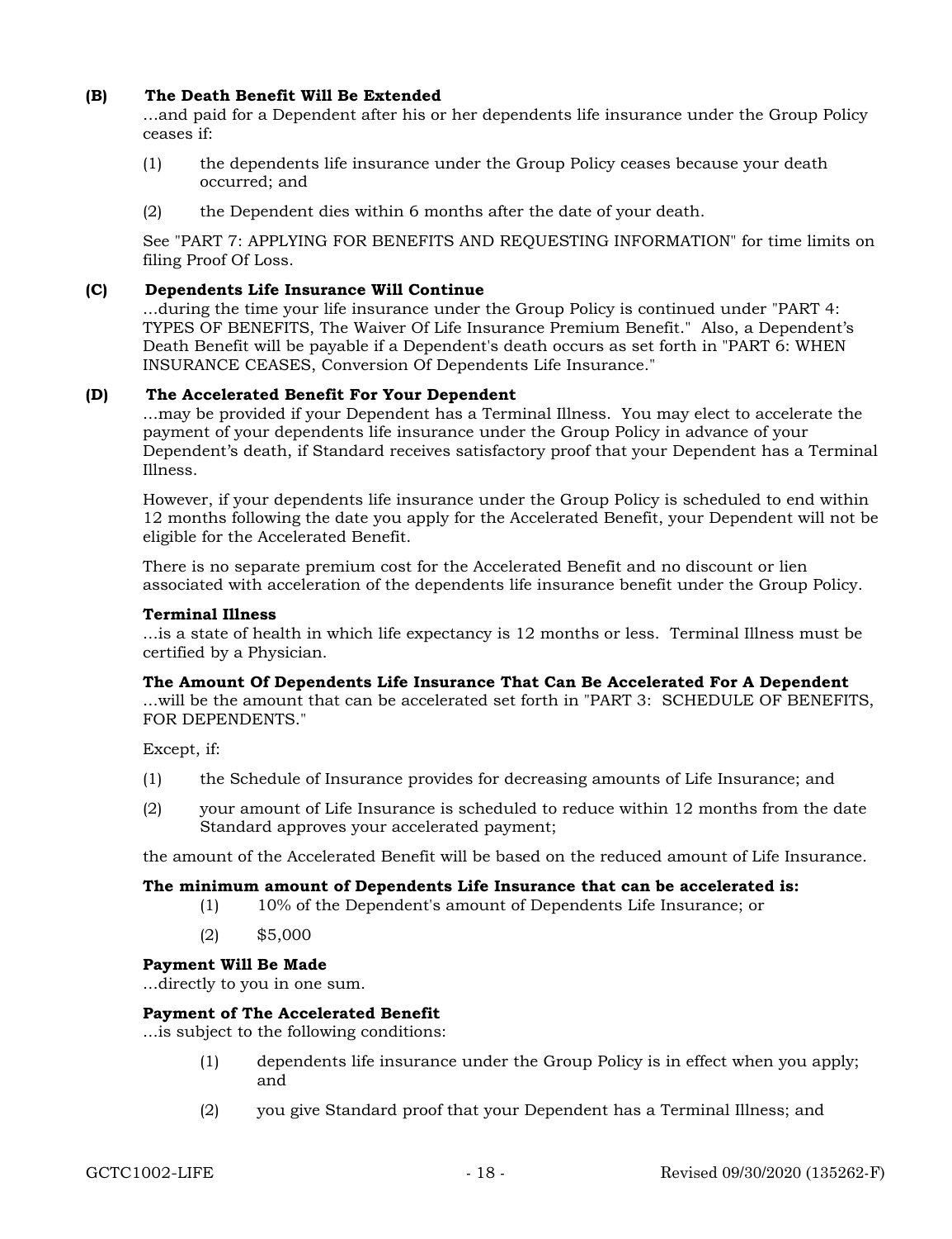**(B) The Death Benefit Will Be Extended**

...and paid for a Dependent after his or her dependents life insurance under the Group Policy ceases if:

(1) the dependents life insurance under the Group Policy ceases because your death occurred; and

(2) the Dependent dies within 6 months after the date of your death.

See "PART 7: APPLYING FOR BENEFITS AND REQUESTING INFORMATION" for time limits on filing Proof Of Loss.

**(C) Dependents Life Insurance Will Continue**

...during the time your life insurance under the Group Policy is continued under "PART 4: TYPES OF BENEFITS, The Waiver Of Life Insurance Premium Benefit." Also, a Dependent's Death Benefit will be payable if a Dependent's death occurs as set forth in "PART 6: WHEN INSURANCE CEASES, Conversion Of Dependents Life Insurance."

**(D) The Accelerated Benefit For Your Dependent**

...may be provided if your Dependent has a Terminal Illness. You may elect to accelerate the payment of your dependents life insurance under the Group Policy in advance of your Dependent's death, if Standard receives satisfactory proof that your Dependent has a Terminal Illness.

However, if your dependents life insurance under the Group Policy is scheduled to end within 12 months following the date you apply for the Accelerated Benefit, your Dependent will not be eligible for the Accelerated Benefit.

There is no separate premium cost for the Accelerated Benefit and no discount or lien associated with acceleration of the dependents life insurance benefit under the Group Policy.

**Terminal Illness**

...is a state of health in which life expectancy is 12 months or less. Terminal Illness must be certified by a Physician.

**The Amount Of Dependents Life Insurance That Can Be Accelerated For A Dependent**

...will be the amount that can be accelerated set forth in "PART 3: SCHEDULE OF BENEFITS, FOR DEPENDENTS."

Except, if:

(1) the Schedule of Insurance provides for decreasing amounts of Life Insurance; and

(2) your amount of Life Insurance is scheduled to reduce within 12 months from the date Standard approves your accelerated payment;

the amount of the Accelerated Benefit will be based on the reduced amount of Life Insurance.

**The minimum amount of Dependents Life Insurance that can be accelerated is:**

(1) 10% of the Dependent's amount of Dependents Life Insurance; or

(2) $5,000

**Payment Will Be Made**

...directly to you in one sum.

**Payment of The Accelerated Benefit**

...is subject to the following conditions:

(1) dependents life insurance under the Group Policy is in effect when you apply; and

(2) you give Standard proof that your Dependent has a Terminal Illness; and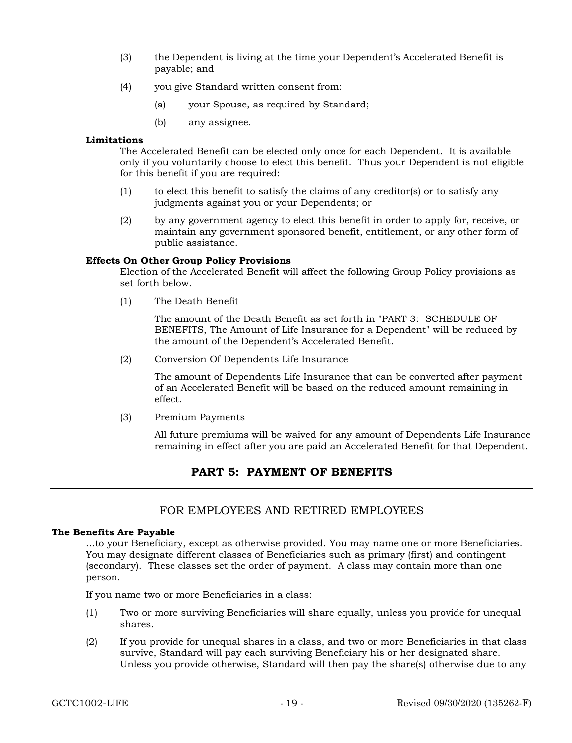(3) the Dependent is living at the time your Dependent's Accelerated Benefit is payable; and

(4) you give Standard written consent from:

   (a) your Spouse, as required by Standard;

   (b) any assignee.

**Limitations**

The Accelerated Benefit can be elected only once for each Dependent. It is available only if you voluntarily choose to elect this benefit. Thus your Dependent is not eligible for this benefit if you are required:

(1) to elect this benefit to satisfy the claims of any creditor(s) or to satisfy any judgments against you or your Dependents; or

(2) by any government agency to elect this benefit in order to apply for, receive, or maintain any government sponsored benefit, entitlement, or any other form of public assistance.

**Effects On Other Group Policy Provisions**

Election of the Accelerated Benefit will affect the following Group Policy provisions as set forth below.

(1) The Death Benefit

   The amount of the Death Benefit as set forth in "PART 3: SCHEDULE OF BENEFITS, The Amount of Life Insurance for a Dependent" will be reduced by the amount of the Dependent's Accelerated Benefit.

(2) Conversion Of Dependents Life Insurance

   The amount of Dependents Life Insurance that can be converted after payment of an Accelerated Benefit will be based on the reduced amount remaining in effect.

(3) Premium Payments

   All future premiums will be waived for any amount of Dependents Life Insurance remaining in effect after you are paid an Accelerated Benefit for that Dependent.

# PART 5: PAYMENT OF BENEFITS

## FOR EMPLOYEES AND RETIRED EMPLOYEES

**The Benefits Are Payable**

...to your Beneficiary, except as otherwise provided. You may name one or more Beneficiaries. You may designate different classes of Beneficiaries such as primary (first) and contingent (secondary). These classes set the order of payment. A class may contain more than one person.

If you name two or more Beneficiaries in a class:

(1) Two or more surviving Beneficiaries will share equally, unless you provide for unequal shares.

(2) If you provide for unequal shares in a class, and two or more Beneficiaries in that class survive, Standard will pay each surviving Beneficiary his or her designated share. Unless you provide otherwise, Standard will then pay the share(s) otherwise due to any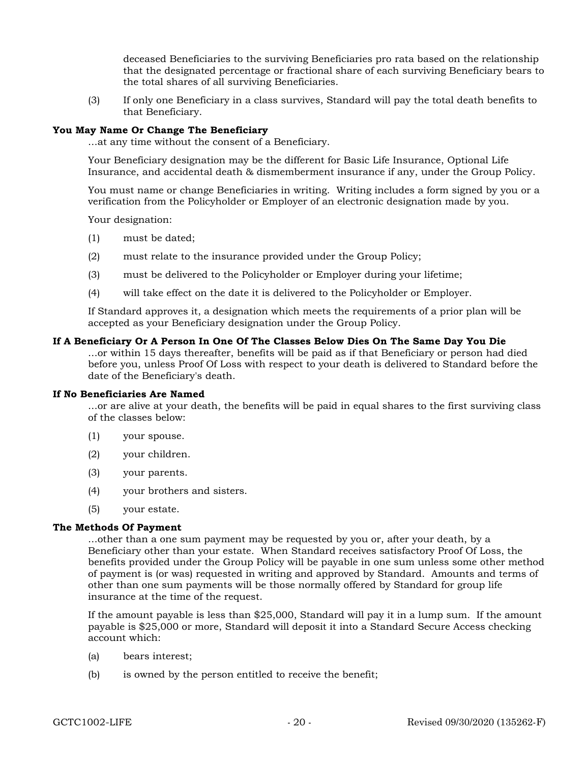deceased Beneficiaries to the surviving Beneficiaries pro rata based on the relationship that the designated percentage or fractional share of each surviving Beneficiary bears to the total shares of all surviving Beneficiaries.

(3) If only one Beneficiary in a class survives, Standard will pay the total death benefits to that Beneficiary.

**You May Name Or Change The Beneficiary**

...at any time without the consent of a Beneficiary.

Your Beneficiary designation may be the different for Basic Life Insurance, Optional Life Insurance, and accidental death & dismemberment insurance if any, under the Group Policy.

You must name or change Beneficiaries in writing. Writing includes a form signed by you or a verification from the Policyholder or Employer of an electronic designation made by you.

Your designation:

(1) must be dated;

(2) must relate to the insurance provided under the Group Policy;

(3) must be delivered to the Policyholder or Employer during your lifetime;

(4) will take effect on the date it is delivered to the Policyholder or Employer.

If Standard approves it, a designation which meets the requirements of a prior plan will be accepted as your Beneficiary designation under the Group Policy.

**If A Beneficiary Or A Person In One Of The Classes Below Dies On The Same Day You Die**

...or within 15 days thereafter, benefits will be paid as if that Beneficiary or person had died before you, unless Proof Of Loss with respect to your death is delivered to Standard before the date of the Beneficiary's death.

**If No Beneficiaries Are Named**

...or are alive at your death, the benefits will be paid in equal shares to the first surviving class of the classes below:

(1) your spouse.

(2) your children.

(3) your parents.

(4) your brothers and sisters.

(5) your estate.

**The Methods Of Payment**

...other than a one sum payment may be requested by you or, after your death, by a Beneficiary other than your estate. When Standard receives satisfactory Proof Of Loss, the benefits provided under the Group Policy will be payable in one sum unless some other method of payment is (or was) requested in writing and approved by Standard. Amounts and terms of other than one sum payments will be those normally offered by Standard for group life insurance at the time of the request.

If the amount payable is less than $25,000, Standard will pay it in a lump sum. If the amount payable is $25,000 or more, Standard will deposit it into a Standard Secure Access checking account which:

(a) bears interest;

(b) is owned by the person entitled to receive the benefit;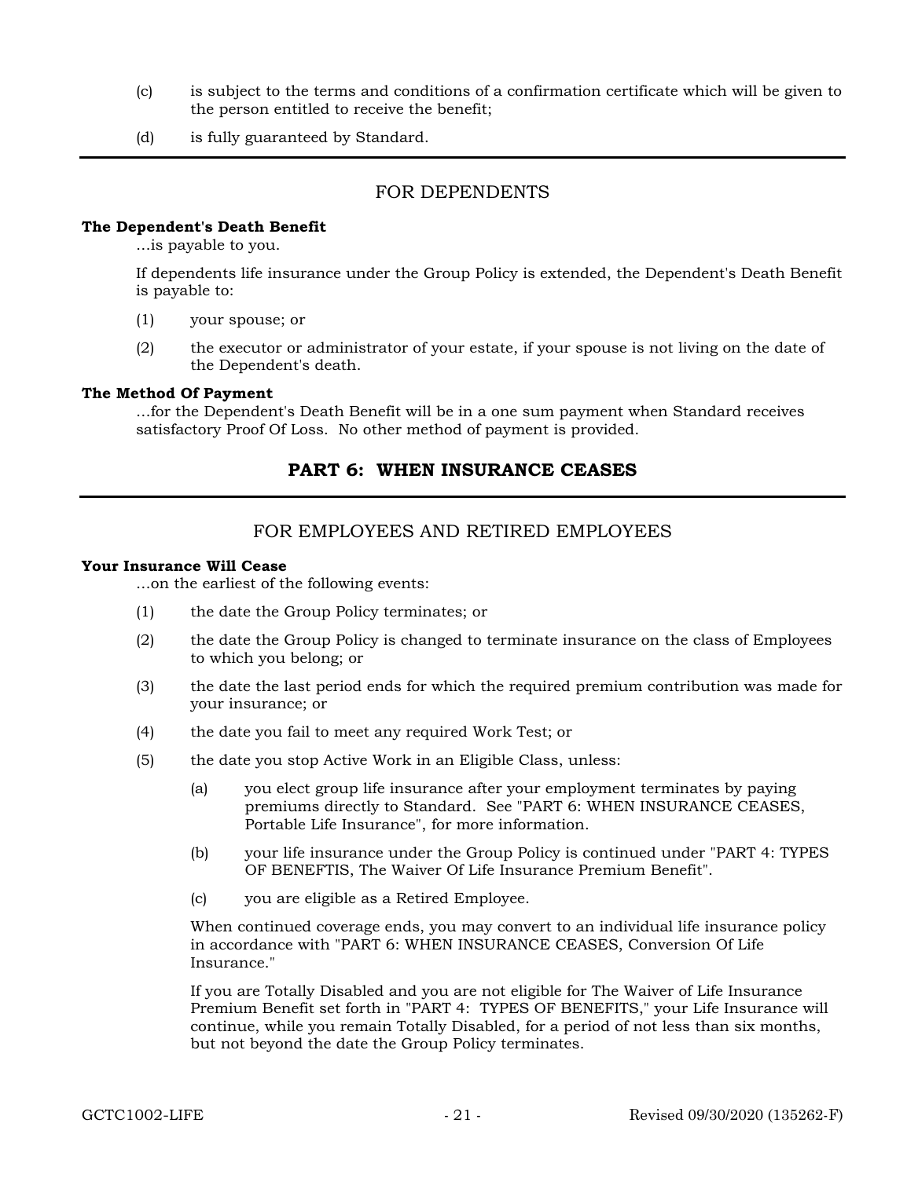(c) is subject to the terms and conditions of a confirmation certificate which will be given to the person entitled to receive the benefit;

(d) is fully guaranteed by Standard.

---

### FOR DEPENDENTS

**The Dependent's Death Benefit**

...is payable to you.

If dependents life insurance under the Group Policy is extended, the Dependent's Death Benefit is payable to:

(1) your spouse; or

(2) the executor or administrator of your estate, if your spouse is not living on the date of the Dependent's death.

**The Method Of Payment**

...for the Dependent's Death Benefit will be in a one sum payment when Standard receives satisfactory Proof Of Loss. No other method of payment is provided.

## PART 6: WHEN INSURANCE CEASES

---

### FOR EMPLOYEES AND RETIRED EMPLOYEES

**Your Insurance Will Cease**

...on the earliest of the following events:

(1) the date the Group Policy terminates; or

(2) the date the Group Policy is changed to terminate insurance on the class of Employees to which you belong; or

(3) the date the last period ends for which the required premium contribution was made for your insurance; or

(4) the date you fail to meet any required Work Test; or

(5) the date you stop Active Work in an Eligible Class, unless:

   (a) you elect group life insurance after your employment terminates by paying premiums directly to Standard. See "PART 6: WHEN INSURANCE CEASES, Portable Life Insurance", for more information.

   (b) your life insurance under the Group Policy is continued under "PART 4: TYPES OF BENEFTIS, The Waiver Of Life Insurance Premium Benefit".

   (c) you are eligible as a Retired Employee.

   When continued coverage ends, you may convert to an individual life insurance policy in accordance with "PART 6: WHEN INSURANCE CEASES, Conversion Of Life Insurance."

   If you are Totally Disabled and you are not eligible for The Waiver of Life Insurance Premium Benefit set forth in "PART 4: TYPES OF BENEFITS," your Life Insurance will continue, while you remain Totally Disabled, for a period of not less than six months, but not beyond the date the Group Policy terminates.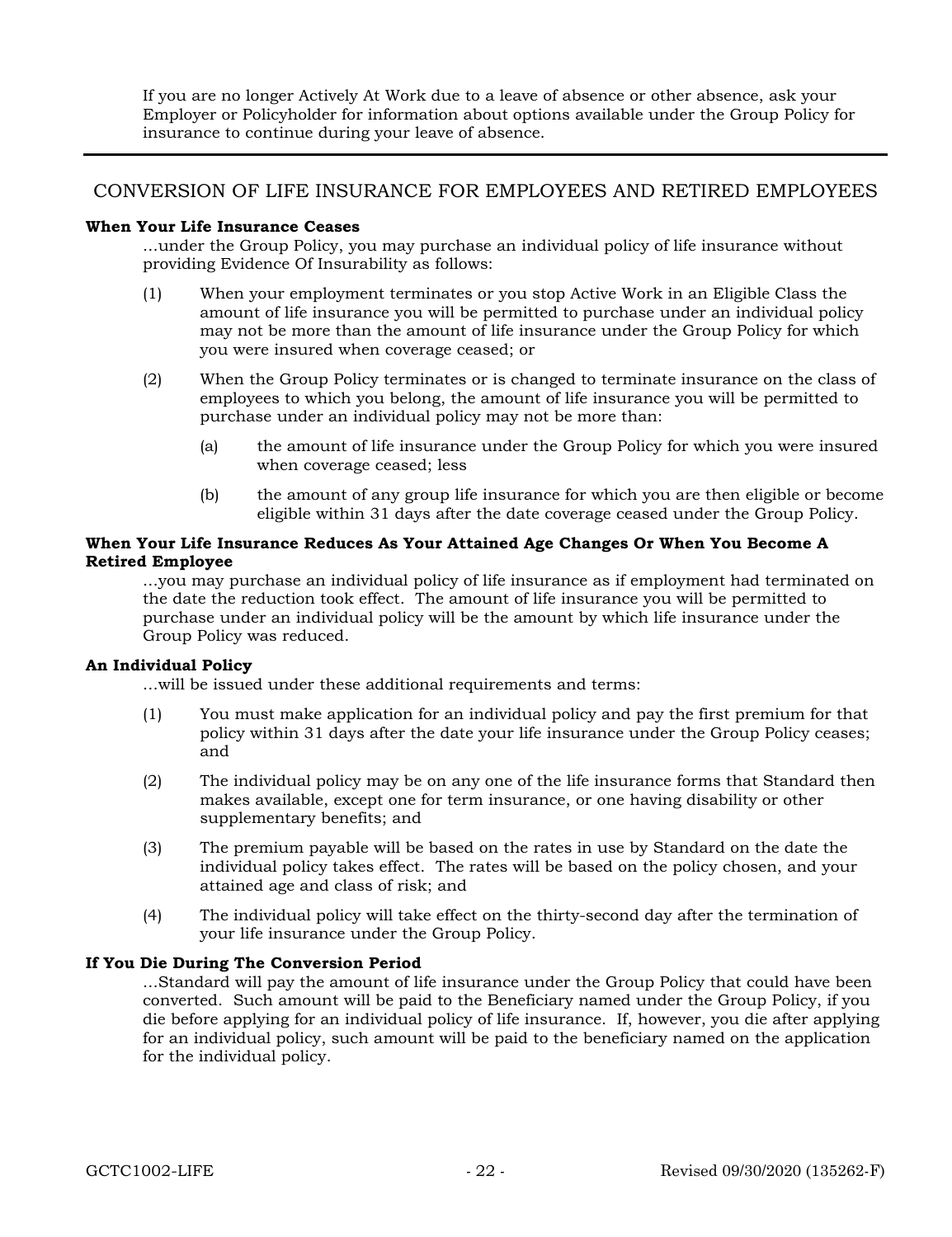If you are no longer Actively At Work due to a leave of absence or other absence, ask your Employer or Policyholder for information about options available under the Group Policy for insurance to continue during your leave of absence.

---

## CONVERSION OF LIFE INSURANCE FOR EMPLOYEES AND RETIRED EMPLOYEES

**When Your Life Insurance Ceases**

…under the Group Policy, you may purchase an individual policy of life insurance without providing Evidence Of Insurability as follows:

(1) When your employment terminates or you stop Active Work in an Eligible Class the amount of life insurance you will be permitted to purchase under an individual policy may not be more than the amount of life insurance under the Group Policy for which you were insured when coverage ceased; or

(2) When the Group Policy terminates or is changed to terminate insurance on the class of employees to which you belong, the amount of life insurance you will be permitted to purchase under an individual policy may not be more than:

   (a) the amount of life insurance under the Group Policy for which you were insured when coverage ceased; less

   (b) the amount of any group life insurance for which you are then eligible or become eligible within 31 days after the date coverage ceased under the Group Policy.

**When Your Life Insurance Reduces As Your Attained Age Changes Or When You Become A Retired Employee**

…you may purchase an individual policy of life insurance as if employment had terminated on the date the reduction took effect. The amount of life insurance you will be permitted to purchase under an individual policy will be the amount by which life insurance under the Group Policy was reduced.

**An Individual Policy**

…will be issued under these additional requirements and terms:

(1) You must make application for an individual policy and pay the first premium for that policy within 31 days after the date your life insurance under the Group Policy ceases; and

(2) The individual policy may be on any one of the life insurance forms that Standard then makes available, except one for term insurance, or one having disability or other supplementary benefits; and

(3) The premium payable will be based on the rates in use by Standard on the date the individual policy takes effect. The rates will be based on the policy chosen, and your attained age and class of risk; and

(4) The individual policy will take effect on the thirty-second day after the termination of your life insurance under the Group Policy.

**If You Die During The Conversion Period**

…Standard will pay the amount of life insurance under the Group Policy that could have been converted. Such amount will be paid to the Beneficiary named under the Group Policy, if you die before applying for an individual policy of life insurance. If, however, you die after applying for an individual policy, such amount will be paid to the beneficiary named on the application for the individual policy.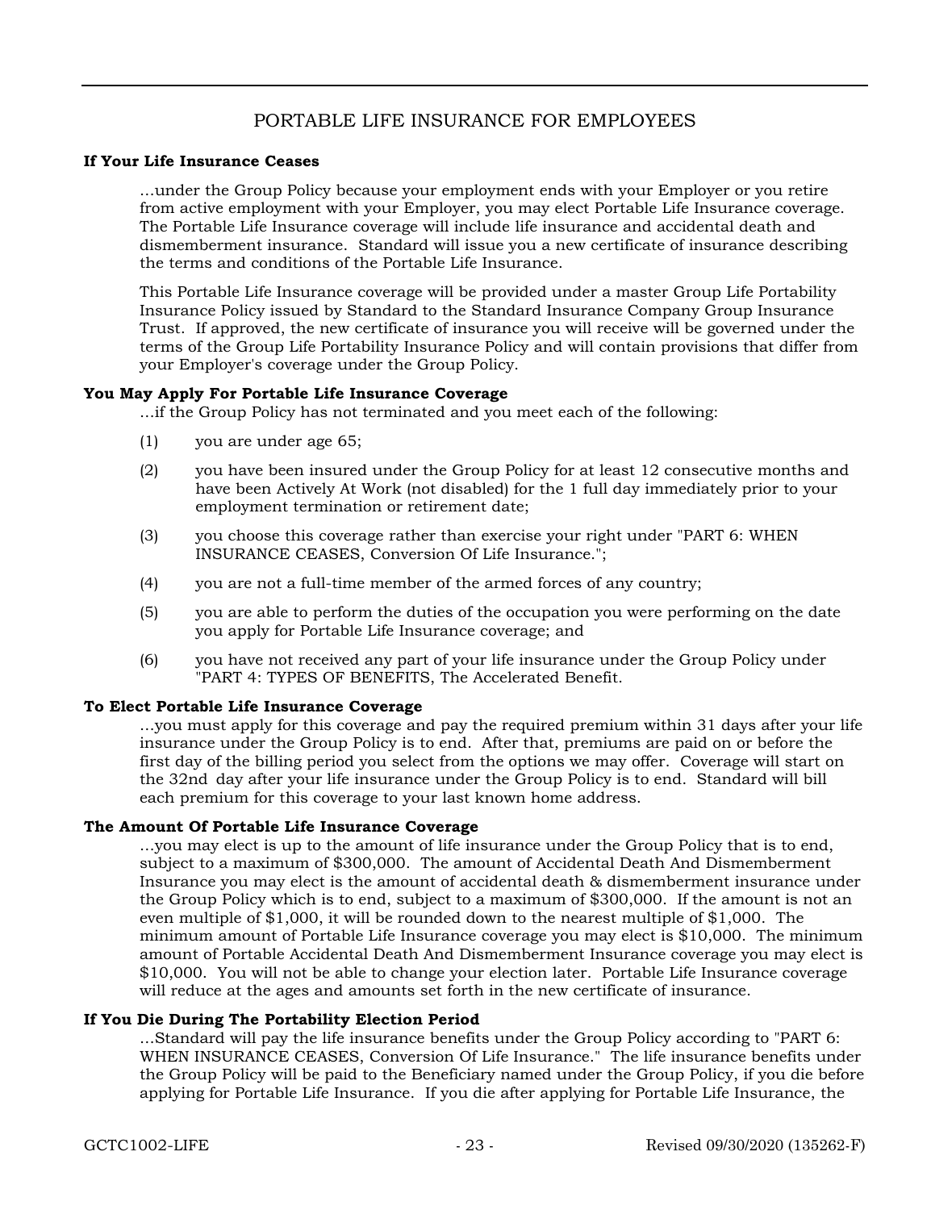## PORTABLE LIFE INSURANCE FOR EMPLOYEES

**If Your Life Insurance Ceases**

...under the Group Policy because your employment ends with your Employer or you retire from active employment with your Employer, you may elect Portable Life Insurance coverage. The Portable Life Insurance coverage will include life insurance and accidental death and dismemberment insurance. Standard will issue you a new certificate of insurance describing the terms and conditions of the Portable Life Insurance.

This Portable Life Insurance coverage will be provided under a master Group Life Portability Insurance Policy issued by Standard to the Standard Insurance Company Group Insurance Trust. If approved, the new certificate of insurance you will receive will be governed under the terms of the Group Life Portability Insurance Policy and will contain provisions that differ from your Employer's coverage under the Group Policy.

**You May Apply For Portable Life Insurance Coverage**

...if the Group Policy has not terminated and you meet each of the following:

(1) you are under age 65;

(2) you have been insured under the Group Policy for at least 12 consecutive months and have been Actively At Work (not disabled) for the 1 full day immediately prior to your employment termination or retirement date;

(3) you choose this coverage rather than exercise your right under "PART 6: WHEN INSURANCE CEASES, Conversion Of Life Insurance.";

(4) you are not a full-time member of the armed forces of any country;

(5) you are able to perform the duties of the occupation you were performing on the date you apply for Portable Life Insurance coverage; and

(6) you have not received any part of your life insurance under the Group Policy under "PART 4: TYPES OF BENEFITS, The Accelerated Benefit.

**To Elect Portable Life Insurance Coverage**

...you must apply for this coverage and pay the required premium within 31 days after your life insurance under the Group Policy is to end. After that, premiums are paid on or before the first day of the billing period you select from the options we may offer. Coverage will start on the 32nd day after your life insurance under the Group Policy is to end. Standard will bill each premium for this coverage to your last known home address.

**The Amount Of Portable Life Insurance Coverage**

...you may elect is up to the amount of life insurance under the Group Policy that is to end, subject to a maximum of $300,000. The amount of Accidental Death And Dismemberment Insurance you may elect is the amount of accidental death & dismemberment insurance under the Group Policy which is to end, subject to a maximum of $300,000. If the amount is not an even multiple of $1,000, it will be rounded down to the nearest multiple of $1,000. The minimum amount of Portable Life Insurance coverage you may elect is $10,000. The minimum amount of Portable Accidental Death And Dismemberment Insurance coverage you may elect is $10,000. You will not be able to change your election later. Portable Life Insurance coverage will reduce at the ages and amounts set forth in the new certificate of insurance.

**If You Die During The Portability Election Period**

...Standard will pay the life insurance benefits under the Group Policy according to "PART 6: WHEN INSURANCE CEASES, Conversion Of Life Insurance." The life insurance benefits under the Group Policy will be paid to the Beneficiary named under the Group Policy, if you die before applying for Portable Life Insurance. If you die after applying for Portable Life Insurance, the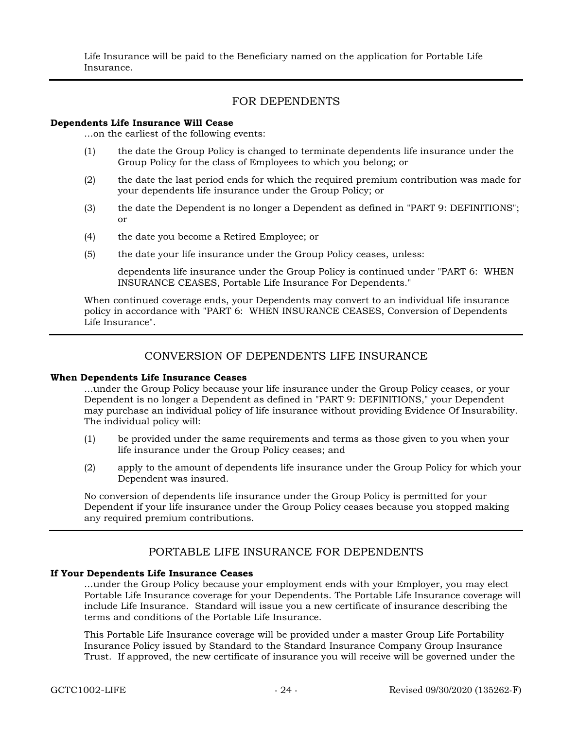Life Insurance will be paid to the Beneficiary named on the application for Portable Life Insurance.

---

## FOR DEPENDENTS

**Dependents Life Insurance Will Cease**

...on the earliest of the following events:

(1) the date the Group Policy is changed to terminate dependents life insurance under the Group Policy for the class of Employees to which you belong; or

(2) the date the last period ends for which the required premium contribution was made for your dependents life insurance under the Group Policy; or

(3) the date the Dependent is no longer a Dependent as defined in "PART 9: DEFINITIONS"; or

(4) the date you become a Retired Employee; or

(5) the date your life insurance under the Group Policy ceases, unless:

dependents life insurance under the Group Policy is continued under "PART 6: WHEN INSURANCE CEASES, Portable Life Insurance For Dependents."

When continued coverage ends, your Dependents may convert to an individual life insurance policy in accordance with "PART 6: WHEN INSURANCE CEASES, Conversion of Dependents Life Insurance".

---

## CONVERSION OF DEPENDENTS LIFE INSURANCE

**When Dependents Life Insurance Ceases**

...under the Group Policy because your life insurance under the Group Policy ceases, or your Dependent is no longer a Dependent as defined in "PART 9: DEFINITIONS," your Dependent may purchase an individual policy of life insurance without providing Evidence Of Insurability. The individual policy will:

(1) be provided under the same requirements and terms as those given to you when your life insurance under the Group Policy ceases; and

(2) apply to the amount of dependents life insurance under the Group Policy for which your Dependent was insured.

No conversion of dependents life insurance under the Group Policy is permitted for your Dependent if your life insurance under the Group Policy ceases because you stopped making any required premium contributions.

---

## PORTABLE LIFE INSURANCE FOR DEPENDENTS

**If Your Dependents Life Insurance Ceases**

...under the Group Policy because your employment ends with your Employer, you may elect Portable Life Insurance coverage for your Dependents. The Portable Life Insurance coverage will include Life Insurance. Standard will issue you a new certificate of insurance describing the terms and conditions of the Portable Life Insurance.

This Portable Life Insurance coverage will be provided under a master Group Life Portability Insurance Policy issued by Standard to the Standard Insurance Company Group Insurance Trust. If approved, the new certificate of insurance you will receive will be governed under the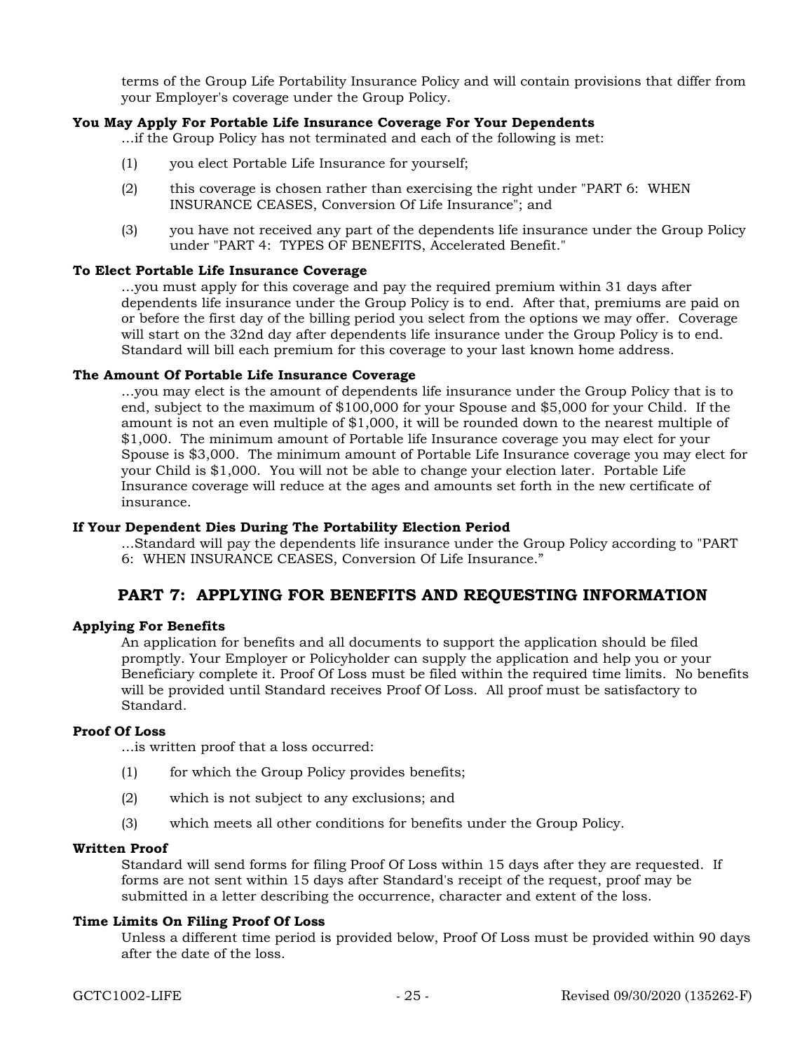terms of the Group Life Portability Insurance Policy and will contain provisions that differ from your Employer's coverage under the Group Policy.

**You May Apply For Portable Life Insurance Coverage For Your Dependents**

...if the Group Policy has not terminated and each of the following is met:

(1) you elect Portable Life Insurance for yourself;

(2) this coverage is chosen rather than exercising the right under "PART 6: WHEN INSURANCE CEASES, Conversion Of Life Insurance"; and

(3) you have not received any part of the dependents life insurance under the Group Policy under "PART 4: TYPES OF BENEFITS, Accelerated Benefit."

**To Elect Portable Life Insurance Coverage**

...you must apply for this coverage and pay the required premium within 31 days after dependents life insurance under the Group Policy is to end. After that, premiums are paid on or before the first day of the billing period you select from the options we may offer. Coverage will start on the 32nd day after dependents life insurance under the Group Policy is to end. Standard will bill each premium for this coverage to your last known home address.

**The Amount Of Portable Life Insurance Coverage**

...you may elect is the amount of dependents life insurance under the Group Policy that is to end, subject to the maximum of $100,000 for your Spouse and $5,000 for your Child. If the amount is not an even multiple of $1,000, it will be rounded down to the nearest multiple of $1,000. The minimum amount of Portable life Insurance coverage you may elect for your Spouse is $3,000. The minimum amount of Portable Life Insurance coverage you may elect for your Child is $1,000. You will not be able to change your election later. Portable Life Insurance coverage will reduce at the ages and amounts set forth in the new certificate of insurance.

**If Your Dependent Dies During The Portability Election Period**

...Standard will pay the dependents life insurance under the Group Policy according to "PART 6: WHEN INSURANCE CEASES, Conversion Of Life Insurance."

## PART 7: APPLYING FOR BENEFITS AND REQUESTING INFORMATION

**Applying For Benefits**

An application for benefits and all documents to support the application should be filed promptly. Your Employer or Policyholder can supply the application and help you or your Beneficiary complete it. Proof Of Loss must be filed within the required time limits. No benefits will be provided until Standard receives Proof Of Loss. All proof must be satisfactory to Standard.

**Proof Of Loss**

...is written proof that a loss occurred:

(1) for which the Group Policy provides benefits;

(2) which is not subject to any exclusions; and

(3) which meets all other conditions for benefits under the Group Policy.

**Written Proof**

Standard will send forms for filing Proof Of Loss within 15 days after they are requested. If forms are not sent within 15 days after Standard's receipt of the request, proof may be submitted in a letter describing the occurrence, character and extent of the loss.

**Time Limits On Filing Proof Of Loss**

Unless a different time period is provided below, Proof Of Loss must be provided within 90 days after the date of the loss.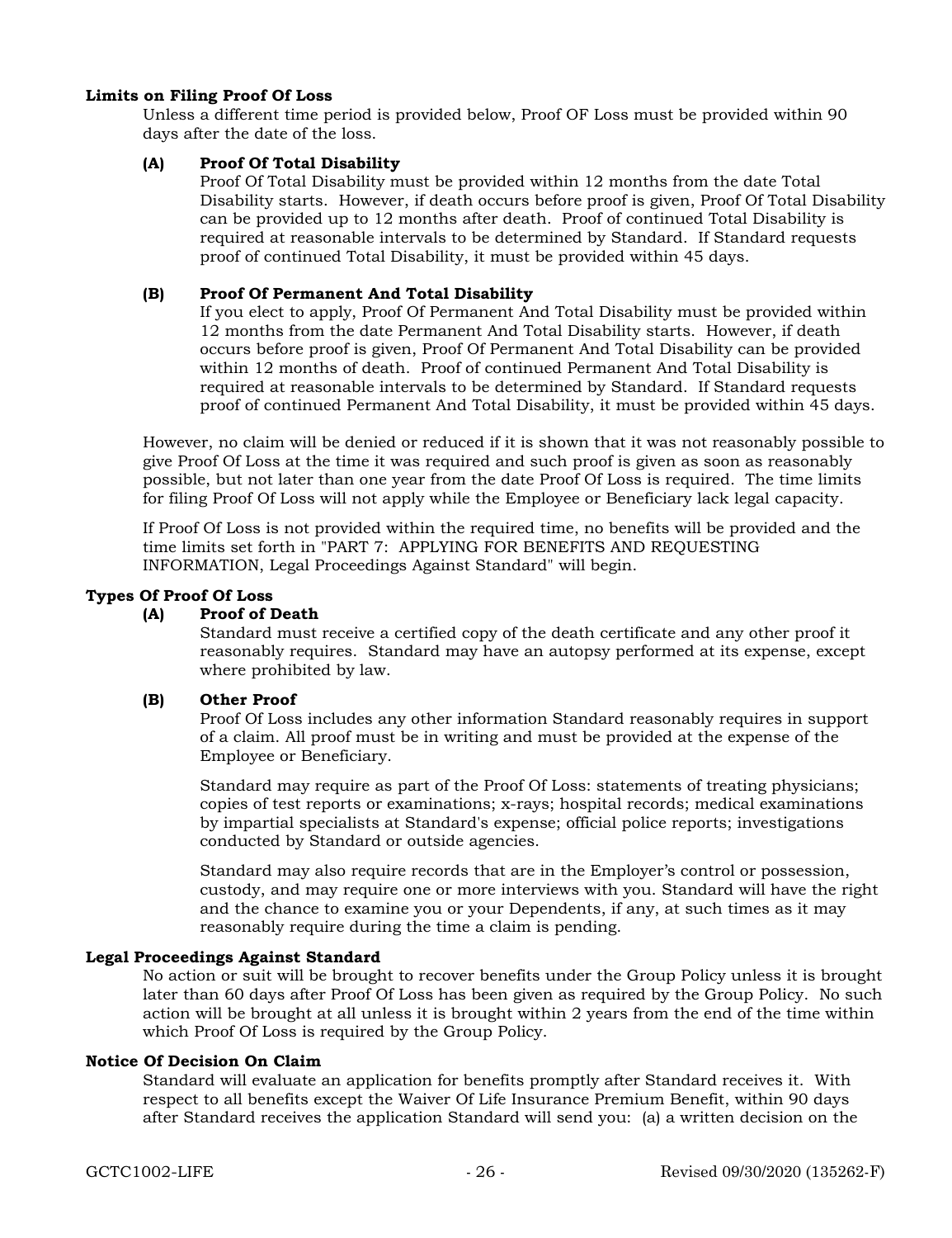**Limits on Filing Proof Of Loss**

Unless a different time period is provided below, Proof OF Loss must be provided within 90 days after the date of the loss.

**(A) Proof Of Total Disability**

Proof Of Total Disability must be provided within 12 months from the date Total Disability starts. However, if death occurs before proof is given, Proof Of Total Disability can be provided up to 12 months after death. Proof of continued Total Disability is required at reasonable intervals to be determined by Standard. If Standard requests proof of continued Total Disability, it must be provided within 45 days.

**(B) Proof Of Permanent And Total Disability**

If you elect to apply, Proof Of Permanent And Total Disability must be provided within 12 months from the date Permanent And Total Disability starts. However, if death occurs before proof is given, Proof Of Permanent And Total Disability can be provided within 12 months of death. Proof of continued Permanent And Total Disability is required at reasonable intervals to be determined by Standard. If Standard requests proof of continued Permanent And Total Disability, it must be provided within 45 days.

However, no claim will be denied or reduced if it is shown that it was not reasonably possible to give Proof Of Loss at the time it was required and such proof is given as soon as reasonably possible, but not later than one year from the date Proof Of Loss is required. The time limits for filing Proof Of Loss will not apply while the Employee or Beneficiary lack legal capacity.

If Proof Of Loss is not provided within the required time, no benefits will be provided and the time limits set forth in "PART 7: APPLYING FOR BENEFITS AND REQUESTING INFORMATION, Legal Proceedings Against Standard" will begin.

**Types Of Proof Of Loss**

**(A) Proof of Death**

Standard must receive a certified copy of the death certificate and any other proof it reasonably requires. Standard may have an autopsy performed at its expense, except where prohibited by law.

**(B) Other Proof**

Proof Of Loss includes any other information Standard reasonably requires in support of a claim. All proof must be in writing and must be provided at the expense of the Employee or Beneficiary.

Standard may require as part of the Proof Of Loss: statements of treating physicians; copies of test reports or examinations; x-rays; hospital records; medical examinations by impartial specialists at Standard's expense; official police reports; investigations conducted by Standard or outside agencies.

Standard may also require records that are in the Employer's control or possession, custody, and may require one or more interviews with you. Standard will have the right and the chance to examine you or your Dependents, if any, at such times as it may reasonably require during the time a claim is pending.

**Legal Proceedings Against Standard**

No action or suit will be brought to recover benefits under the Group Policy unless it is brought later than 60 days after Proof Of Loss has been given as required by the Group Policy. No such action will be brought at all unless it is brought within 2 years from the end of the time within which Proof Of Loss is required by the Group Policy.

**Notice Of Decision On Claim**

Standard will evaluate an application for benefits promptly after Standard receives it. With respect to all benefits except the Waiver Of Life Insurance Premium Benefit, within 90 days after Standard receives the application Standard will send you: (a) a written decision on the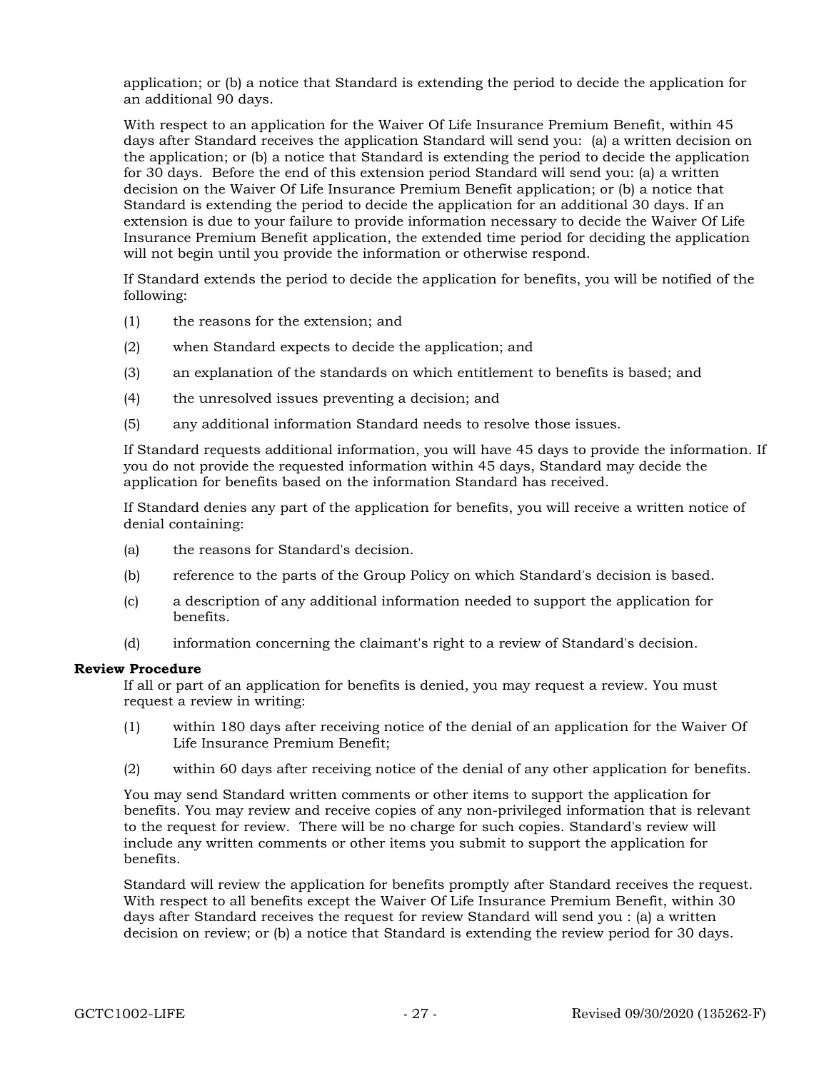application; or (b) a notice that Standard is extending the period to decide the application for an additional 90 days.

With respect to an application for the Waiver Of Life Insurance Premium Benefit, within 45 days after Standard receives the application Standard will send you: (a) a written decision on the application; or (b) a notice that Standard is extending the period to decide the application for 30 days. Before the end of this extension period Standard will send you: (a) a written decision on the Waiver Of Life Insurance Premium Benefit application; or (b) a notice that Standard is extending the period to decide the application for an additional 30 days. If an extension is due to your failure to provide information necessary to decide the Waiver Of Life Insurance Premium Benefit application, the extended time period for deciding the application will not begin until you provide the information or otherwise respond.

If Standard extends the period to decide the application for benefits, you will be notified of the following:

(1) the reasons for the extension; and

(2) when Standard expects to decide the application; and

(3) an explanation of the standards on which entitlement to benefits is based; and

(4) the unresolved issues preventing a decision; and

(5) any additional information Standard needs to resolve those issues.

If Standard requests additional information, you will have 45 days to provide the information. If you do not provide the requested information within 45 days, Standard may decide the application for benefits based on the information Standard has received.

If Standard denies any part of the application for benefits, you will receive a written notice of denial containing:

(a) the reasons for Standard's decision.

(b) reference to the parts of the Group Policy on which Standard's decision is based.

(c) a description of any additional information needed to support the application for benefits.

(d) information concerning the claimant's right to a review of Standard's decision.

**Review Procedure**

If all or part of an application for benefits is denied, you may request a review. You must request a review in writing:

(1) within 180 days after receiving notice of the denial of an application for the Waiver Of Life Insurance Premium Benefit;

(2) within 60 days after receiving notice of the denial of any other application for benefits.

You may send Standard written comments or other items to support the application for benefits. You may review and receive copies of any non-privileged information that is relevant to the request for review. There will be no charge for such copies. Standard's review will include any written comments or other items you submit to support the application for benefits.

Standard will review the application for benefits promptly after Standard receives the request. With respect to all benefits except the Waiver Of Life Insurance Premium Benefit, within 30 days after Standard receives the request for review Standard will send you : (a) a written decision on review; or (b) a notice that Standard is extending the review period for 30 days.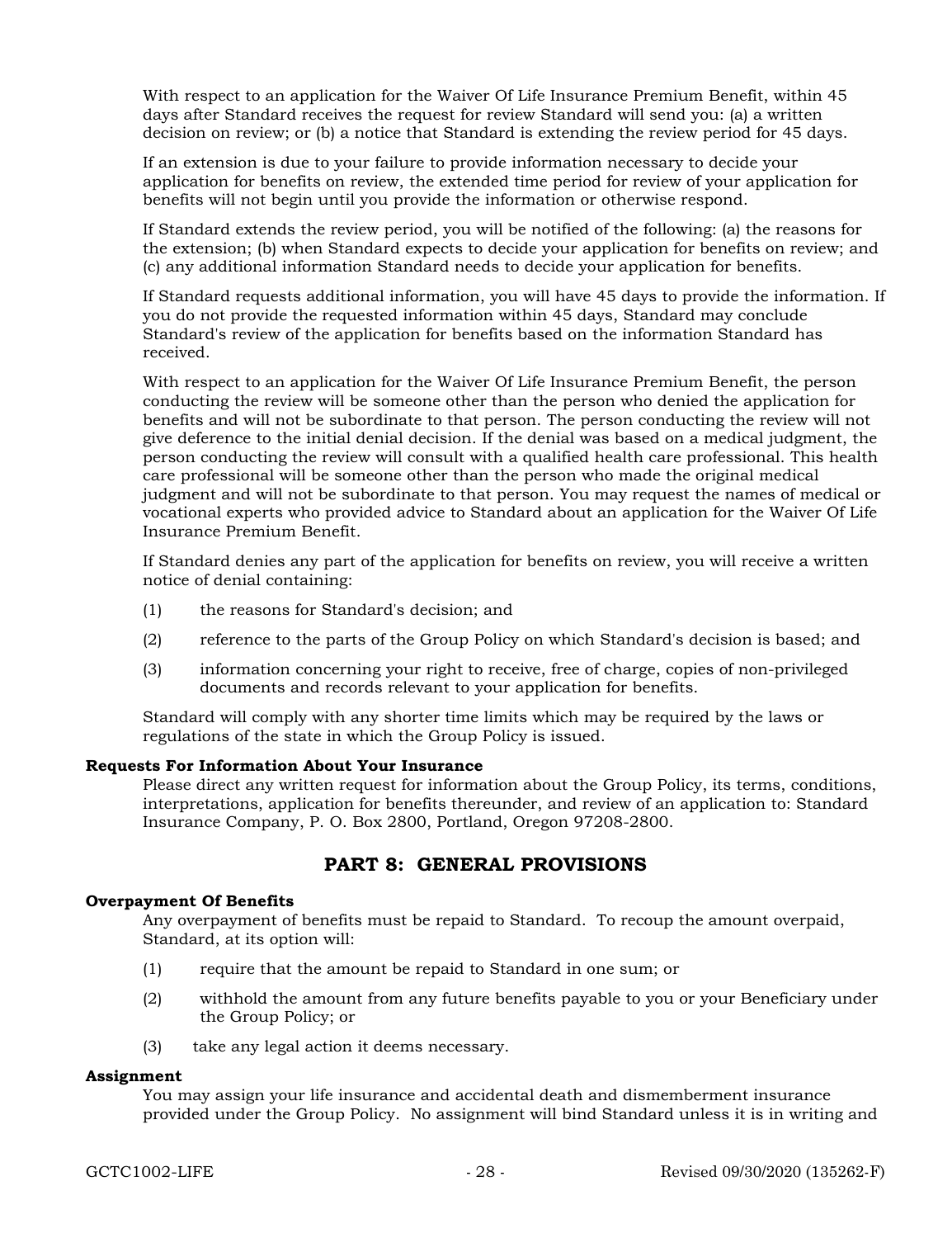With respect to an application for the Waiver Of Life Insurance Premium Benefit, within 45 days after Standard receives the request for review Standard will send you: (a) a written decision on review; or (b) a notice that Standard is extending the review period for 45 days.

If an extension is due to your failure to provide information necessary to decide your application for benefits on review, the extended time period for review of your application for benefits will not begin until you provide the information or otherwise respond.

If Standard extends the review period, you will be notified of the following: (a) the reasons for the extension; (b) when Standard expects to decide your application for benefits on review; and (c) any additional information Standard needs to decide your application for benefits.

If Standard requests additional information, you will have 45 days to provide the information. If you do not provide the requested information within 45 days, Standard may conclude Standard's review of the application for benefits based on the information Standard has received.

With respect to an application for the Waiver Of Life Insurance Premium Benefit, the person conducting the review will be someone other than the person who denied the application for benefits and will not be subordinate to that person. The person conducting the review will not give deference to the initial denial decision. If the denial was based on a medical judgment, the person conducting the review will consult with a qualified health care professional. This health care professional will be someone other than the person who made the original medical judgment and will not be subordinate to that person. You may request the names of medical or vocational experts who provided advice to Standard about an application for the Waiver Of Life Insurance Premium Benefit.

If Standard denies any part of the application for benefits on review, you will receive a written notice of denial containing:

(1) the reasons for Standard's decision; and

(2) reference to the parts of the Group Policy on which Standard's decision is based; and

(3) information concerning your right to receive, free of charge, copies of non-privileged documents and records relevant to your application for benefits.

Standard will comply with any shorter time limits which may be required by the laws or regulations of the state in which the Group Policy is issued.

**Requests For Information About Your Insurance**

Please direct any written request for information about the Group Policy, its terms, conditions, interpretations, application for benefits thereunder, and review of an application to: Standard Insurance Company, P. O. Box 2800, Portland, Oregon 97208-2800.

## PART 8: GENERAL PROVISIONS

**Overpayment Of Benefits**

Any overpayment of benefits must be repaid to Standard. To recoup the amount overpaid, Standard, at its option will:

(1) require that the amount be repaid to Standard in one sum; or

(2) withhold the amount from any future benefits payable to you or your Beneficiary under the Group Policy; or

(3) take any legal action it deems necessary.

**Assignment**

You may assign your life insurance and accidental death and dismemberment insurance provided under the Group Policy. No assignment will bind Standard unless it is in writing and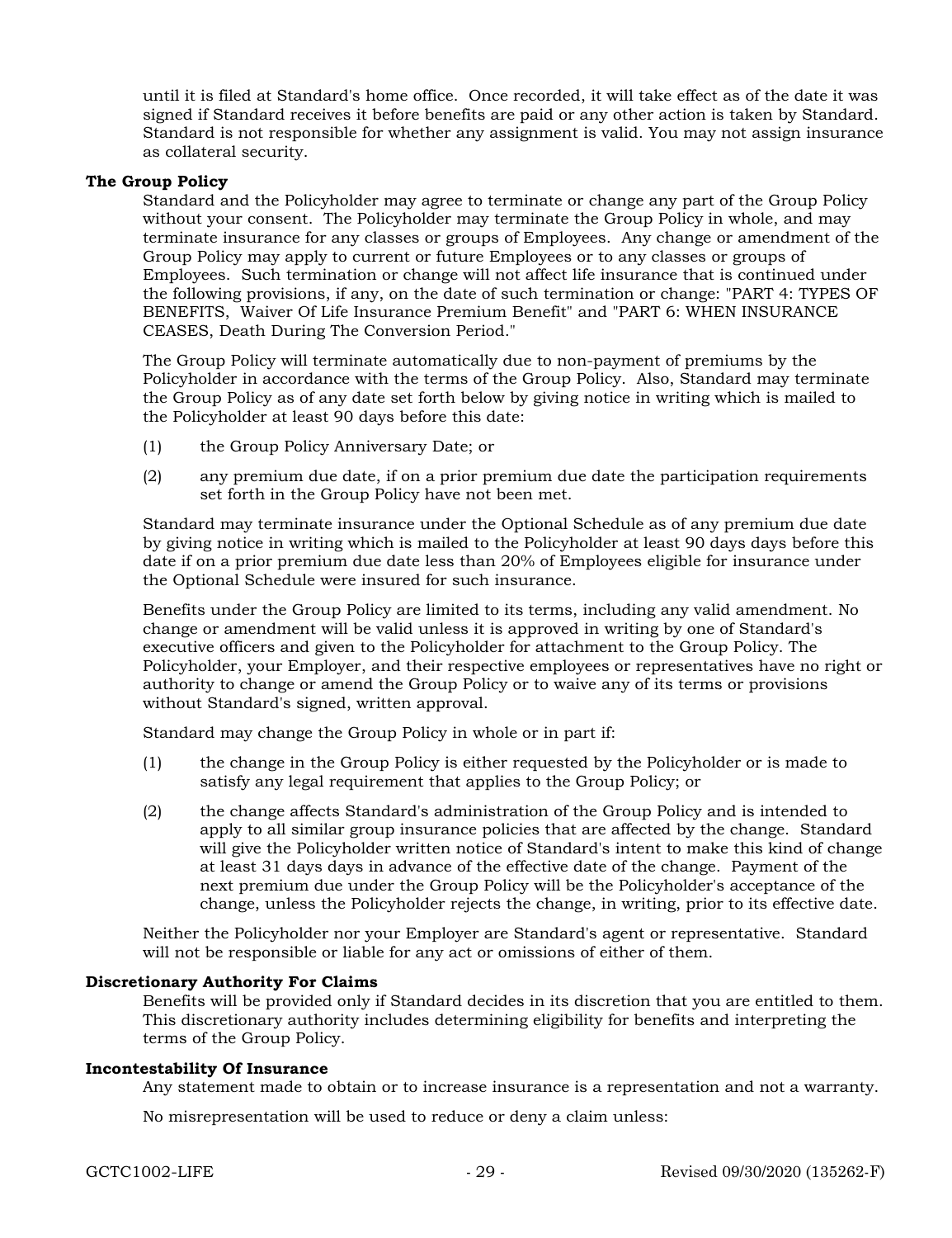until it is filed at Standard's home office. Once recorded, it will take effect as of the date it was signed if Standard receives it before benefits are paid or any other action is taken by Standard. Standard is not responsible for whether any assignment is valid. You may not assign insurance as collateral security.

**The Group Policy**

Standard and the Policyholder may agree to terminate or change any part of the Group Policy without your consent. The Policyholder may terminate the Group Policy in whole, and may terminate insurance for any classes or groups of Employees. Any change or amendment of the Group Policy may apply to current or future Employees or to any classes or groups of Employees. Such termination or change will not affect life insurance that is continued under the following provisions, if any, on the date of such termination or change: "PART 4: TYPES OF BENEFITS, Waiver Of Life Insurance Premium Benefit" and "PART 6: WHEN INSURANCE CEASES, Death During The Conversion Period."

The Group Policy will terminate automatically due to non-payment of premiums by the Policyholder in accordance with the terms of the Group Policy. Also, Standard may terminate the Group Policy as of any date set forth below by giving notice in writing which is mailed to the Policyholder at least 90 days before this date:

(1) the Group Policy Anniversary Date; or

(2) any premium due date, if on a prior premium due date the participation requirements set forth in the Group Policy have not been met.

Standard may terminate insurance under the Optional Schedule as of any premium due date by giving notice in writing which is mailed to the Policyholder at least 90 days days before this date if on a prior premium due date less than 20% of Employees eligible for insurance under the Optional Schedule were insured for such insurance.

Benefits under the Group Policy are limited to its terms, including any valid amendment. No change or amendment will be valid unless it is approved in writing by one of Standard's executive officers and given to the Policyholder for attachment to the Group Policy. The Policyholder, your Employer, and their respective employees or representatives have no right or authority to change or amend the Group Policy or to waive any of its terms or provisions without Standard's signed, written approval.

Standard may change the Group Policy in whole or in part if:

(1) the change in the Group Policy is either requested by the Policyholder or is made to satisfy any legal requirement that applies to the Group Policy; or

(2) the change affects Standard's administration of the Group Policy and is intended to apply to all similar group insurance policies that are affected by the change. Standard will give the Policyholder written notice of Standard's intent to make this kind of change at least 31 days days in advance of the effective date of the change. Payment of the next premium due under the Group Policy will be the Policyholder's acceptance of the change, unless the Policyholder rejects the change, in writing, prior to its effective date.

Neither the Policyholder nor your Employer are Standard's agent or representative. Standard will not be responsible or liable for any act or omissions of either of them.

**Discretionary Authority For Claims**

Benefits will be provided only if Standard decides in its discretion that you are entitled to them. This discretionary authority includes determining eligibility for benefits and interpreting the terms of the Group Policy.

**Incontestability Of Insurance**

Any statement made to obtain or to increase insurance is a representation and not a warranty.

No misrepresentation will be used to reduce or deny a claim unless: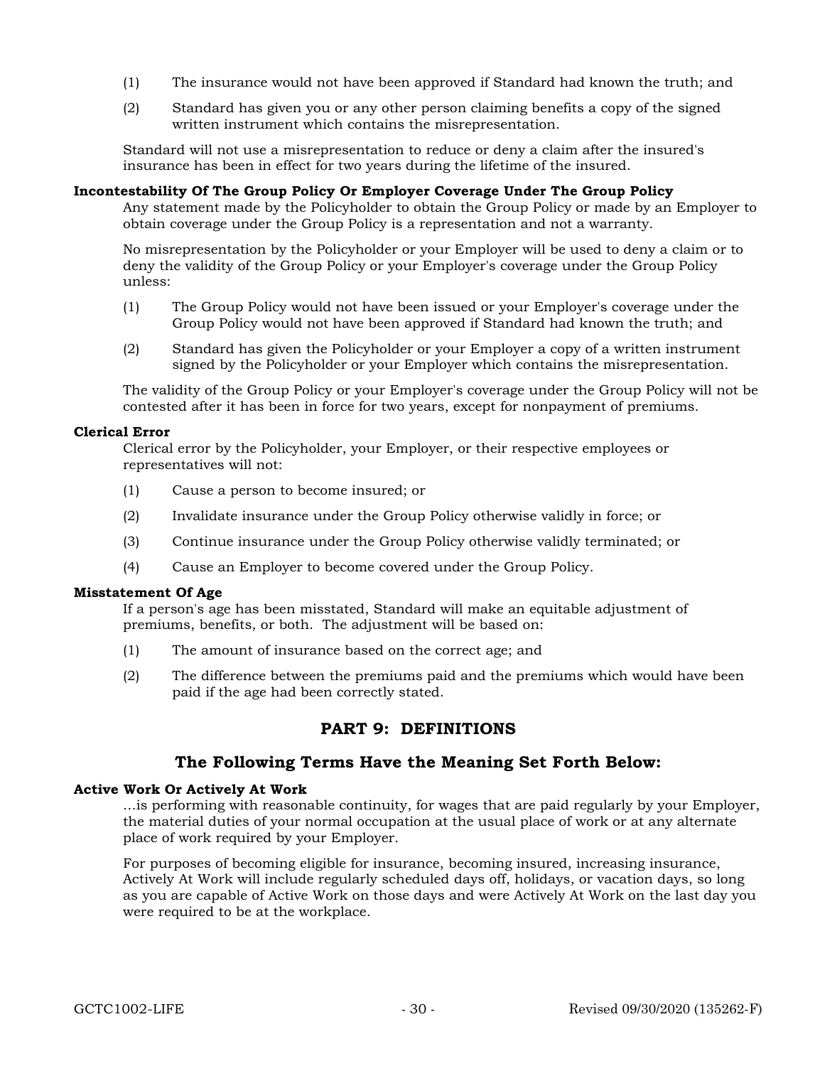(1) The insurance would not have been approved if Standard had known the truth; and

(2) Standard has given you or any other person claiming benefits a copy of the signed written instrument which contains the misrepresentation.

Standard will not use a misrepresentation to reduce or deny a claim after the insured's insurance has been in effect for two years during the lifetime of the insured.

**Incontestability Of The Group Policy Or Employer Coverage Under The Group Policy**

Any statement made by the Policyholder to obtain the Group Policy or made by an Employer to obtain coverage under the Group Policy is a representation and not a warranty.

No misrepresentation by the Policyholder or your Employer will be used to deny a claim or to deny the validity of the Group Policy or your Employer's coverage under the Group Policy unless:

(1) The Group Policy would not have been issued or your Employer's coverage under the Group Policy would not have been approved if Standard had known the truth; and

(2) Standard has given the Policyholder or your Employer a copy of a written instrument signed by the Policyholder or your Employer which contains the misrepresentation.

The validity of the Group Policy or your Employer's coverage under the Group Policy will not be contested after it has been in force for two years, except for nonpayment of premiums.

**Clerical Error**

Clerical error by the Policyholder, your Employer, or their respective employees or representatives will not:

(1) Cause a person to become insured; or

(2) Invalidate insurance under the Group Policy otherwise validly in force; or

(3) Continue insurance under the Group Policy otherwise validly terminated; or

(4) Cause an Employer to become covered under the Group Policy.

**Misstatement Of Age**

If a person's age has been misstated, Standard will make an equitable adjustment of premiums, benefits, or both. The adjustment will be based on:

(1) The amount of insurance based on the correct age; and

(2) The difference between the premiums paid and the premiums which would have been paid if the age had been correctly stated.

## PART 9: DEFINITIONS

### The Following Terms Have the Meaning Set Forth Below:

**Active Work Or Actively At Work**

...is performing with reasonable continuity, for wages that are paid regularly by your Employer, the material duties of your normal occupation at the usual place of work or at any alternate place of work required by your Employer.

For purposes of becoming eligible for insurance, becoming insured, increasing insurance, Actively At Work will include regularly scheduled days off, holidays, or vacation days, so long as you are capable of Active Work on those days and were Actively At Work on the last day you were required to be at the workplace.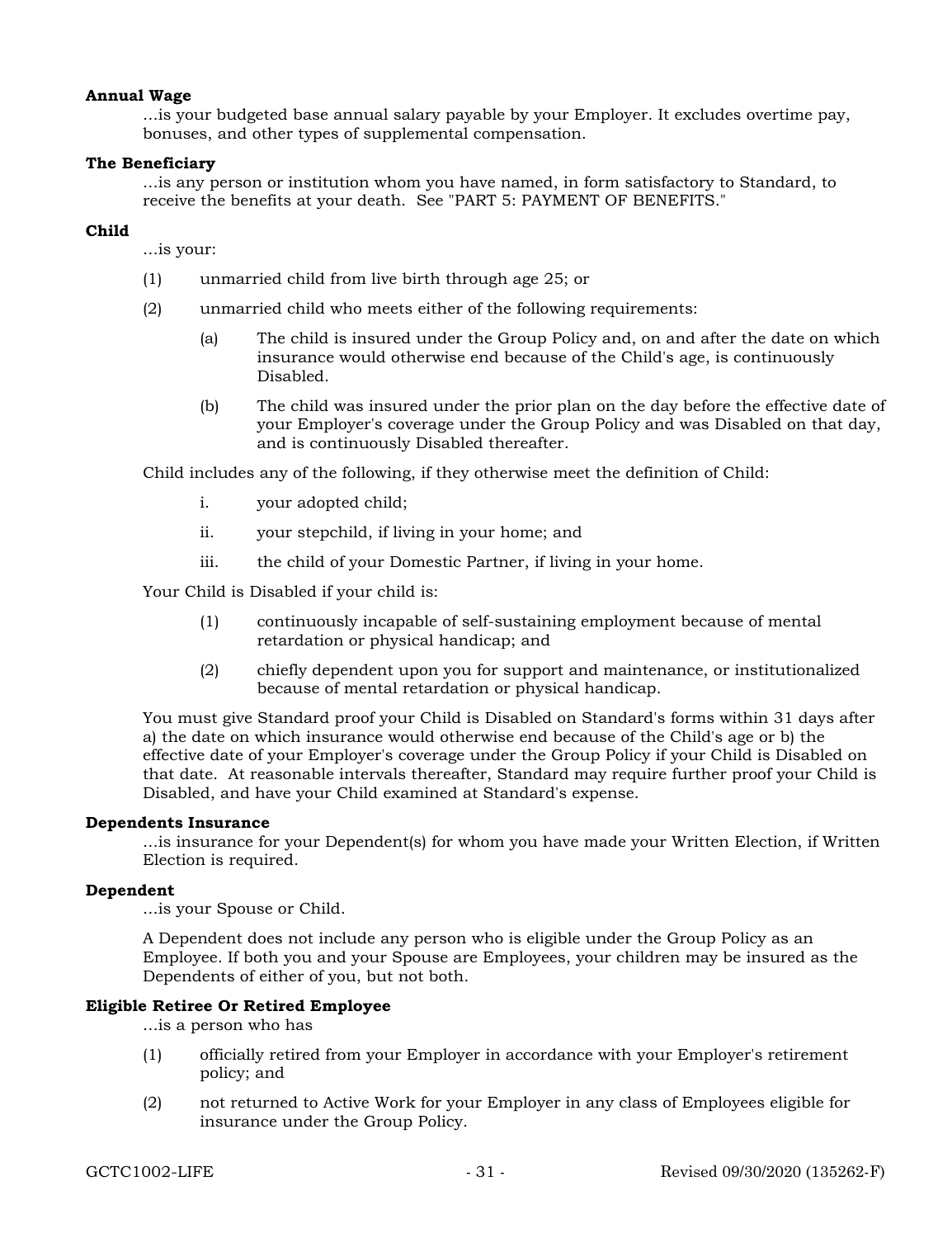**Annual Wage**

...is your budgeted base annual salary payable by your Employer. It excludes overtime pay, bonuses, and other types of supplemental compensation.

**The Beneficiary**

...is any person or institution whom you have named, in form satisfactory to Standard, to receive the benefits at your death. See "PART 5: PAYMENT OF BENEFITS."

**Child**

...is your:

(1) unmarried child from live birth through age 25; or

(2) unmarried child who meets either of the following requirements:

   (a) The child is insured under the Group Policy and, on and after the date on which insurance would otherwise end because of the Child's age, is continuously Disabled.

   (b) The child was insured under the prior plan on the day before the effective date of your Employer's coverage under the Group Policy and was Disabled on that day, and is continuously Disabled thereafter.

Child includes any of the following, if they otherwise meet the definition of Child:

   i. your adopted child;

   ii. your stepchild, if living in your home; and

   iii. the child of your Domestic Partner, if living in your home.

Your Child is Disabled if your child is:

   (1) continuously incapable of self-sustaining employment because of mental retardation or physical handicap; and

   (2) chiefly dependent upon you for support and maintenance, or institutionalized because of mental retardation or physical handicap.

You must give Standard proof your Child is Disabled on Standard's forms within 31 days after a) the date on which insurance would otherwise end because of the Child's age or b) the effective date of your Employer's coverage under the Group Policy if your Child is Disabled on that date. At reasonable intervals thereafter, Standard may require further proof your Child is Disabled, and have your Child examined at Standard's expense.

**Dependents Insurance**

...is insurance for your Dependent(s) for whom you have made your Written Election, if Written Election is required.

**Dependent**

...is your Spouse or Child.

A Dependent does not include any person who is eligible under the Group Policy as an Employee. If both you and your Spouse are Employees, your children may be insured as the Dependents of either of you, but not both.

**Eligible Retiree Or Retired Employee**

...is a person who has

(1) officially retired from your Employer in accordance with your Employer's retirement policy; and

(2) not returned to Active Work for your Employer in any class of Employees eligible for insurance under the Group Policy.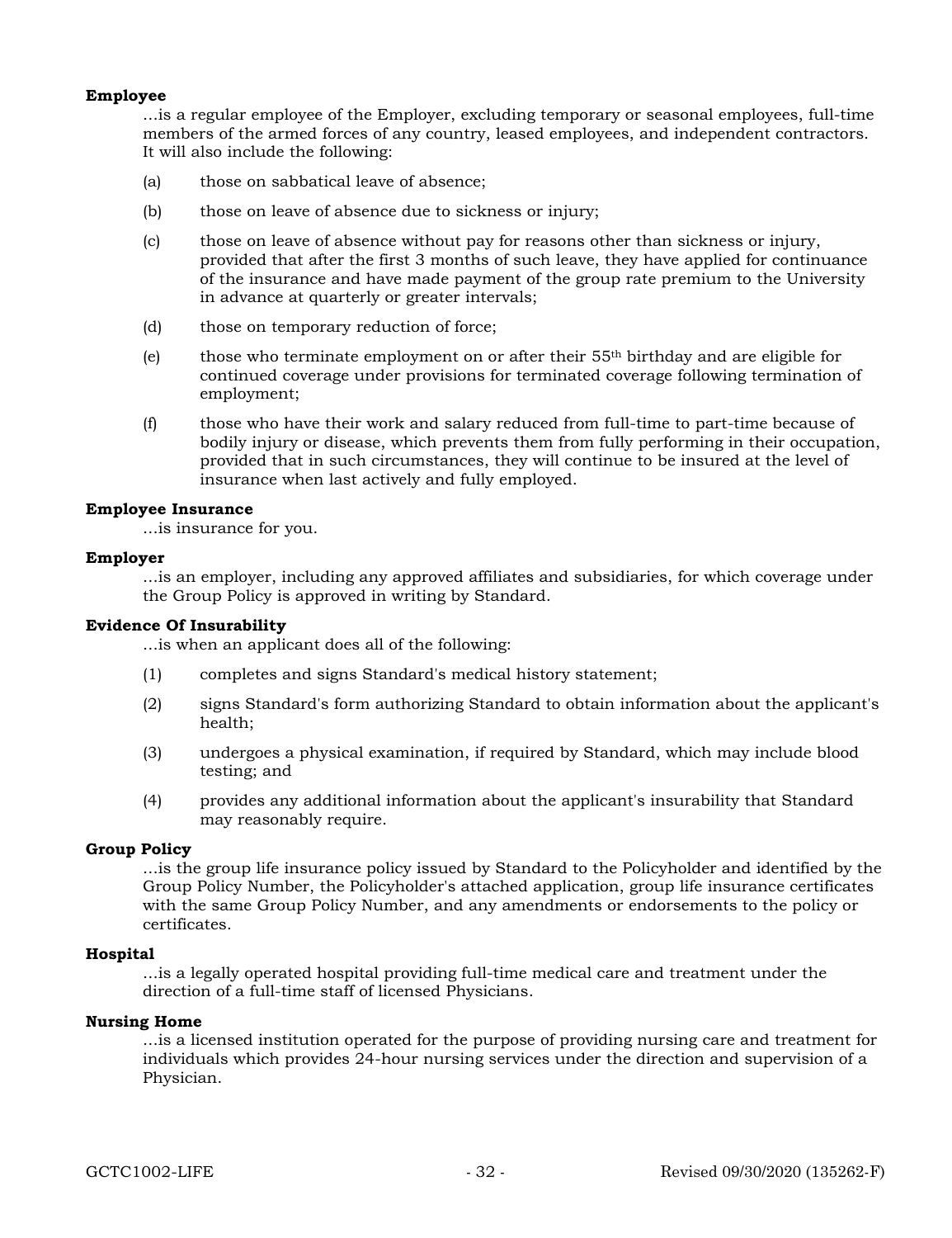**Employee**

...is a regular employee of the Employer, excluding temporary or seasonal employees, full-time members of the armed forces of any country, leased employees, and independent contractors. It will also include the following:

(a) those on sabbatical leave of absence;

(b) those on leave of absence due to sickness or injury;

(c) those on leave of absence without pay for reasons other than sickness or injury, provided that after the first 3 months of such leave, they have applied for continuance of the insurance and have made payment of the group rate premium to the University in advance at quarterly or greater intervals;

(d) those on temporary reduction of force;

(e) those who terminate employment on or after their 55th birthday and are eligible for continued coverage under provisions for terminated coverage following termination of employment;

(f) those who have their work and salary reduced from full-time to part-time because of bodily injury or disease, which prevents them from fully performing in their occupation, provided that in such circumstances, they will continue to be insured at the level of insurance when last actively and fully employed.

**Employee Insurance**

...is insurance for you.

**Employer**

...is an employer, including any approved affiliates and subsidiaries, for which coverage under the Group Policy is approved in writing by Standard.

**Evidence Of Insurability**

...is when an applicant does all of the following:

(1) completes and signs Standard's medical history statement;

(2) signs Standard's form authorizing Standard to obtain information about the applicant's health;

(3) undergoes a physical examination, if required by Standard, which may include blood testing; and

(4) provides any additional information about the applicant's insurability that Standard may reasonably require.

**Group Policy**

...is the group life insurance policy issued by Standard to the Policyholder and identified by the Group Policy Number, the Policyholder's attached application, group life insurance certificates with the same Group Policy Number, and any amendments or endorsements to the policy or certificates.

**Hospital**

...is a legally operated hospital providing full-time medical care and treatment under the direction of a full-time staff of licensed Physicians.

**Nursing Home**

...is a licensed institution operated for the purpose of providing nursing care and treatment for individuals which provides 24-hour nursing services under the direction and supervision of a Physician.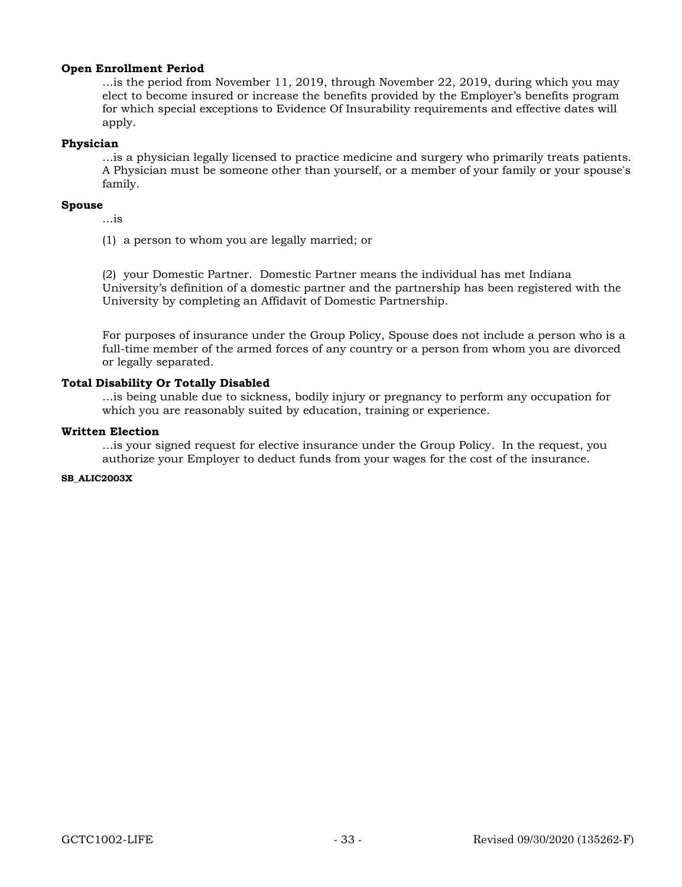**Open Enrollment Period**

...is the period from November 11, 2019, through November 22, 2019, during which you may elect to become insured or increase the benefits provided by the Employer's benefits program for which special exceptions to Evidence Of Insurability requirements and effective dates will apply.

**Physician**

...is a physician legally licensed to practice medicine and surgery who primarily treats patients. A Physician must be someone other than yourself, or a member of your family or your spouse's family.

**Spouse**

...is

(1) a person to whom you are legally married; or

(2) your Domestic Partner. Domestic Partner means the individual has met Indiana University's definition of a domestic partner and the partnership has been registered with the University by completing an Affidavit of Domestic Partnership.

For purposes of insurance under the Group Policy, Spouse does not include a person who is a full-time member of the armed forces of any country or a person from whom you are divorced or legally separated.

**Total Disability Or Totally Disabled**

...is being unable due to sickness, bodily injury or pregnancy to perform any occupation for which you are reasonably suited by education, training or experience.

**Written Election**

...is your signed request for elective insurance under the Group Policy. In the request, you authorize your Employer to deduct funds from your wages for the cost of the insurance.

**SB_ALIC2003X**